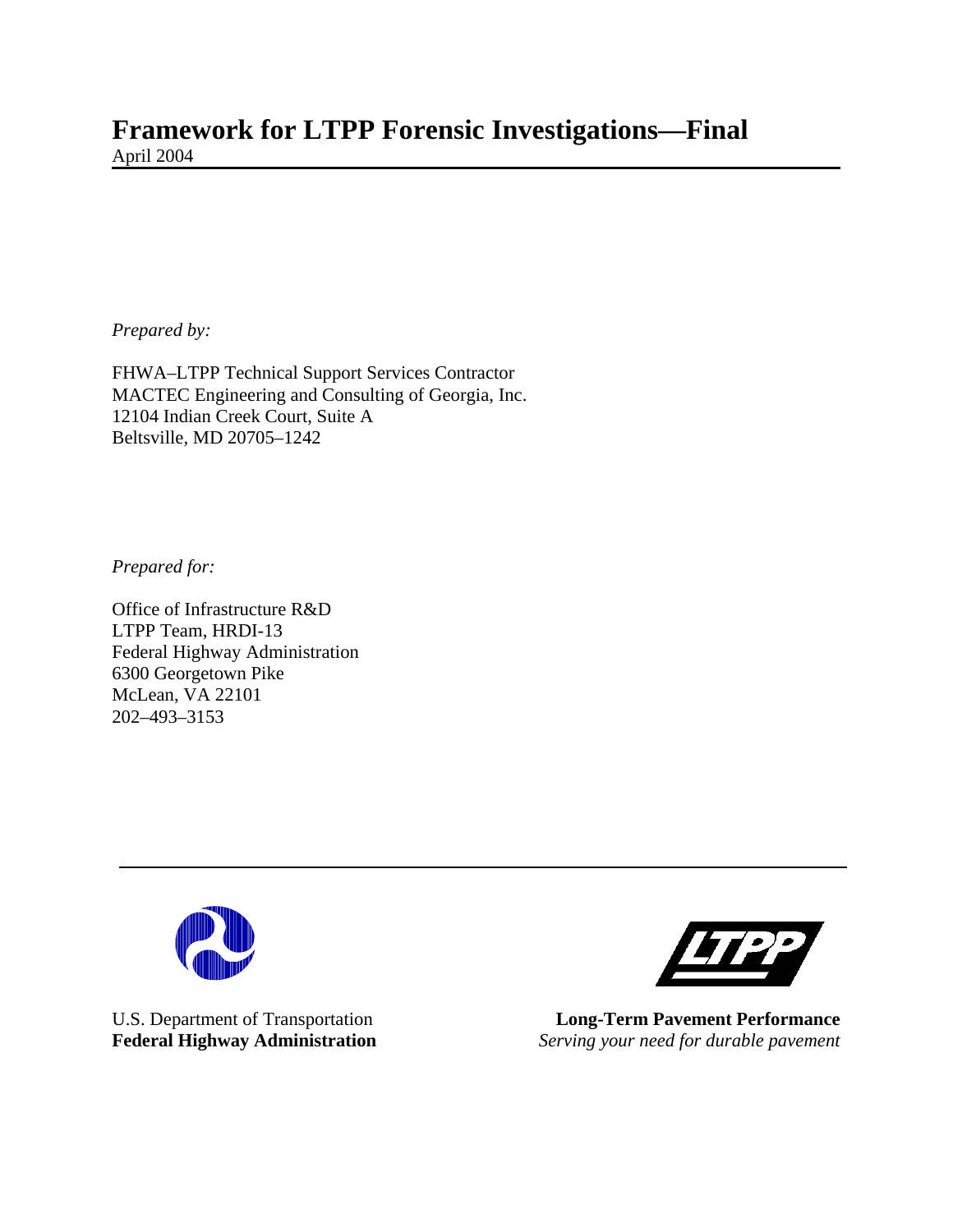# Framework for LTPP Forensic Investigations—Final

April 2004

*Prepared by:*

FHWA–LTPP Technical Support Services Contractor
MACTEC Engineering and Consulting of Georgia, Inc.
12104 Indian Creek Court, Suite A
Beltsville, MD 20705–1242

*Prepared for:*

Office of Infrastructure R&D
LTPP Team, HRDI-13
Federal Highway Administration
6300 Georgetown Pike
McLean, VA 22101
202–493–3153

U.S. Department of Transportation
**Federal Highway Administration**

**Long-Term Pavement Performance**
*Serving your need for durable pavement*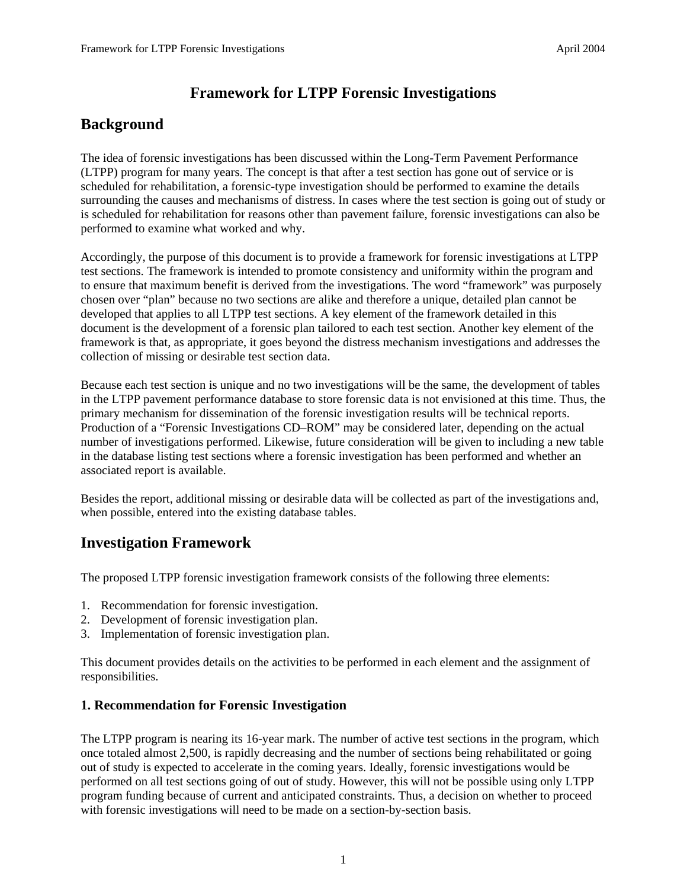# Framework for LTPP Forensic Investigations

## Background

The idea of forensic investigations has been discussed within the Long-Term Pavement Performance (LTPP) program for many years. The concept is that after a test section has gone out of service or is scheduled for rehabilitation, a forensic-type investigation should be performed to examine the details surrounding the causes and mechanisms of distress. In cases where the test section is going out of study or is scheduled for rehabilitation for reasons other than pavement failure, forensic investigations can also be performed to examine what worked and why.

Accordingly, the purpose of this document is to provide a framework for forensic investigations at LTPP test sections. The framework is intended to promote consistency and uniformity within the program and to ensure that maximum benefit is derived from the investigations. The word "framework" was purposely chosen over "plan" because no two sections are alike and therefore a unique, detailed plan cannot be developed that applies to all LTPP test sections. A key element of the framework detailed in this document is the development of a forensic plan tailored to each test section. Another key element of the framework is that, as appropriate, it goes beyond the distress mechanism investigations and addresses the collection of missing or desirable test section data.

Because each test section is unique and no two investigations will be the same, the development of tables in the LTPP pavement performance database to store forensic data is not envisioned at this time. Thus, the primary mechanism for dissemination of the forensic investigation results will be technical reports. Production of a "Forensic Investigations CD–ROM" may be considered later, depending on the actual number of investigations performed. Likewise, future consideration will be given to including a new table in the database listing test sections where a forensic investigation has been performed and whether an associated report is available.

Besides the report, additional missing or desirable data will be collected as part of the investigations and, when possible, entered into the existing database tables.

## Investigation Framework

The proposed LTPP forensic investigation framework consists of the following three elements:

1. Recommendation for forensic investigation.
2. Development of forensic investigation plan.
3. Implementation of forensic investigation plan.

This document provides details on the activities to be performed in each element and the assignment of responsibilities.

### 1. Recommendation for Forensic Investigation

The LTPP program is nearing its 16-year mark. The number of active test sections in the program, which once totaled almost 2,500, is rapidly decreasing and the number of sections being rehabilitated or going out of study is expected to accelerate in the coming years. Ideally, forensic investigations would be performed on all test sections going of out of study. However, this will not be possible using only LTPP program funding because of current and anticipated constraints. Thus, a decision on whether to proceed with forensic investigations will need to be made on a section-by-section basis.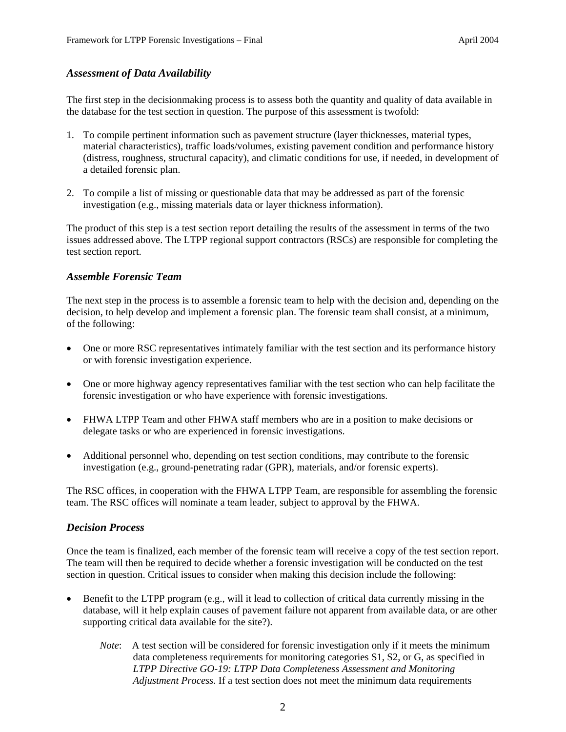### *Assessment of Data Availability*

The first step in the decisionmaking process is to assess both the quantity and quality of data available in the database for the test section in question. The purpose of this assessment is twofold:

1. To compile pertinent information such as pavement structure (layer thicknesses, material types, material characteristics), traffic loads/volumes, existing pavement condition and performance history (distress, roughness, structural capacity), and climatic conditions for use, if needed, in development of a detailed forensic plan.

2. To compile a list of missing or questionable data that may be addressed as part of the forensic investigation (e.g., missing materials data or layer thickness information).

The product of this step is a test section report detailing the results of the assessment in terms of the two issues addressed above. The LTPP regional support contractors (RSCs) are responsible for completing the test section report.

### *Assemble Forensic Team*

The next step in the process is to assemble a forensic team to help with the decision and, depending on the decision, to help develop and implement a forensic plan. The forensic team shall consist, at a minimum, of the following:

- One or more RSC representatives intimately familiar with the test section and its performance history or with forensic investigation experience.

- One or more highway agency representatives familiar with the test section who can help facilitate the forensic investigation or who have experience with forensic investigations.

- FHWA LTPP Team and other FHWA staff members who are in a position to make decisions or delegate tasks or who are experienced in forensic investigations.

- Additional personnel who, depending on test section conditions, may contribute to the forensic investigation (e.g., ground-penetrating radar (GPR), materials, and/or forensic experts).

The RSC offices, in cooperation with the FHWA LTPP Team, are responsible for assembling the forensic team. The RSC offices will nominate a team leader, subject to approval by the FHWA.

### *Decision Process*

Once the team is finalized, each member of the forensic team will receive a copy of the test section report. The team will then be required to decide whether a forensic investigation will be conducted on the test section in question. Critical issues to consider when making this decision include the following:

- Benefit to the LTPP program (e.g., will it lead to collection of critical data currently missing in the database, will it help explain causes of pavement failure not apparent from available data, or are other supporting critical data available for the site?).

  *Note*: A test section will be considered for forensic investigation only if it meets the minimum data completeness requirements for monitoring categories S1, S2, or G, as specified in *LTPP Directive GO-19: LTPP Data Completeness Assessment and Monitoring Adjustment Process.* If a test section does not meet the minimum data requirements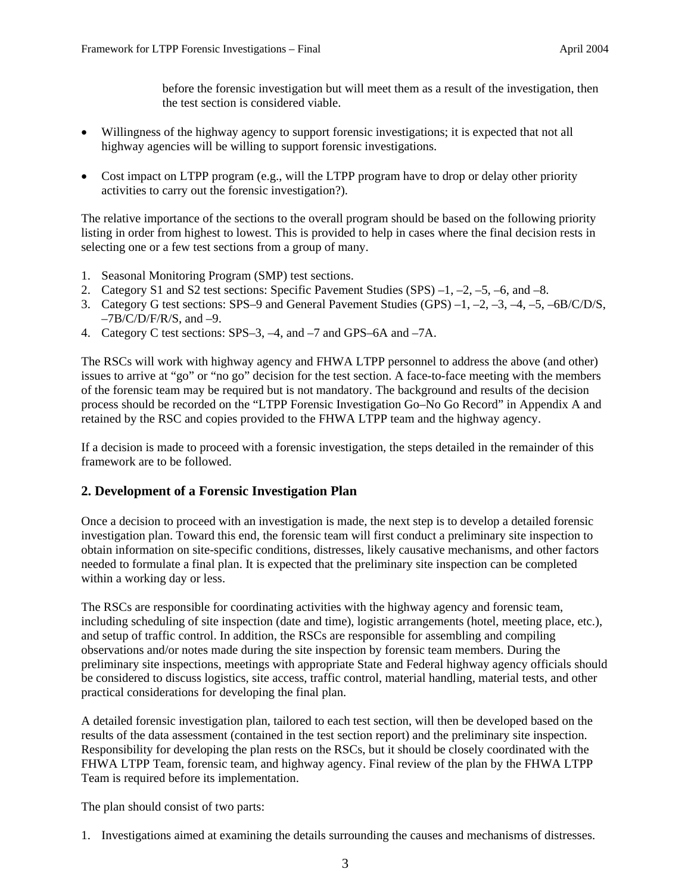before the forensic investigation but will meet them as a result of the investigation, then the test section is considered viable.

- Willingness of the highway agency to support forensic investigations; it is expected that not all highway agencies will be willing to support forensic investigations.

- Cost impact on LTPP program (e.g., will the LTPP program have to drop or delay other priority activities to carry out the forensic investigation?).

The relative importance of the sections to the overall program should be based on the following priority listing in order from highest to lowest. This is provided to help in cases where the final decision rests in selecting one or a few test sections from a group of many.

1. Seasonal Monitoring Program (SMP) test sections.
2. Category S1 and S2 test sections: Specific Pavement Studies (SPS) –1, –2, –5, –6, and –8.
3. Category G test sections: SPS–9 and General Pavement Studies (GPS) –1, –2, –3, –4, –5, –6B/C/D/S, –7B/C/D/F/R/S, and –9.
4. Category C test sections: SPS–3, –4, and –7 and GPS–6A and –7A.

The RSCs will work with highway agency and FHWA LTPP personnel to address the above (and other) issues to arrive at "go" or "no go" decision for the test section. A face-to-face meeting with the members of the forensic team may be required but is not mandatory. The background and results of the decision process should be recorded on the "LTPP Forensic Investigation Go–No Go Record" in Appendix A and retained by the RSC and copies provided to the FHWA LTPP team and the highway agency.

If a decision is made to proceed with a forensic investigation, the steps detailed in the remainder of this framework are to be followed.

## 2. Development of a Forensic Investigation Plan

Once a decision to proceed with an investigation is made, the next step is to develop a detailed forensic investigation plan. Toward this end, the forensic team will first conduct a preliminary site inspection to obtain information on site-specific conditions, distresses, likely causative mechanisms, and other factors needed to formulate a final plan. It is expected that the preliminary site inspection can be completed within a working day or less.

The RSCs are responsible for coordinating activities with the highway agency and forensic team, including scheduling of site inspection (date and time), logistic arrangements (hotel, meeting place, etc.), and setup of traffic control. In addition, the RSCs are responsible for assembling and compiling observations and/or notes made during the site inspection by forensic team members. During the preliminary site inspections, meetings with appropriate State and Federal highway agency officials should be considered to discuss logistics, site access, traffic control, material handling, material tests, and other practical considerations for developing the final plan.

A detailed forensic investigation plan, tailored to each test section, will then be developed based on the results of the data assessment (contained in the test section report) and the preliminary site inspection. Responsibility for developing the plan rests on the RSCs, but it should be closely coordinated with the FHWA LTPP Team, forensic team, and highway agency. Final review of the plan by the FHWA LTPP Team is required before its implementation.

The plan should consist of two parts:

1. Investigations aimed at examining the details surrounding the causes and mechanisms of distresses.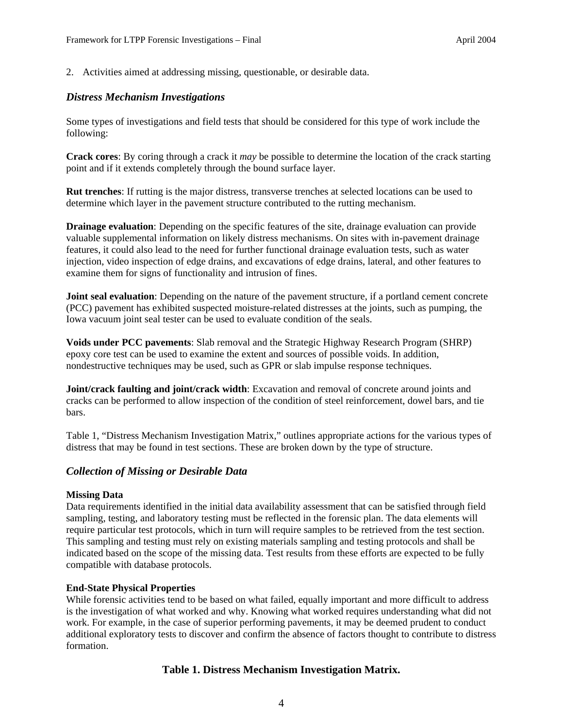2. Activities aimed at addressing missing, questionable, or desirable data.

### *Distress Mechanism Investigations*

Some types of investigations and field tests that should be considered for this type of work include the following:

**Crack cores**: By coring through a crack it *may* be possible to determine the location of the crack starting point and if it extends completely through the bound surface layer.

**Rut trenches**: If rutting is the major distress, transverse trenches at selected locations can be used to determine which layer in the pavement structure contributed to the rutting mechanism.

**Drainage evaluation**: Depending on the specific features of the site, drainage evaluation can provide valuable supplemental information on likely distress mechanisms. On sites with in-pavement drainage features, it could also lead to the need for further functional drainage evaluation tests, such as water injection, video inspection of edge drains, and excavations of edge drains, lateral, and other features to examine them for signs of functionality and intrusion of fines.

**Joint seal evaluation**: Depending on the nature of the pavement structure, if a portland cement concrete (PCC) pavement has exhibited suspected moisture-related distresses at the joints, such as pumping, the Iowa vacuum joint seal tester can be used to evaluate condition of the seals.

**Voids under PCC pavements**: Slab removal and the Strategic Highway Research Program (SHRP) epoxy core test can be used to examine the extent and sources of possible voids. In addition, nondestructive techniques may be used, such as GPR or slab impulse response techniques.

**Joint/crack faulting and joint/crack width**: Excavation and removal of concrete around joints and cracks can be performed to allow inspection of the condition of steel reinforcement, dowel bars, and tie bars.

Table 1, "Distress Mechanism Investigation Matrix," outlines appropriate actions for the various types of distress that may be found in test sections. These are broken down by the type of structure.

### *Collection of Missing or Desirable Data*

**Missing Data**

Data requirements identified in the initial data availability assessment that can be satisfied through field sampling, testing, and laboratory testing must be reflected in the forensic plan. The data elements will require particular test protocols, which in turn will require samples to be retrieved from the test section. This sampling and testing must rely on existing materials sampling and testing protocols and shall be indicated based on the scope of the missing data. Test results from these efforts are expected to be fully compatible with database protocols.

**End-State Physical Properties**

While forensic activities tend to be based on what failed, equally important and more difficult to address is the investigation of what worked and why. Knowing what worked requires understanding what did not work. For example, in the case of superior performing pavements, it may be deemed prudent to conduct additional exploratory tests to discover and confirm the absence of factors thought to contribute to distress formation.

**Table 1. Distress Mechanism Investigation Matrix.**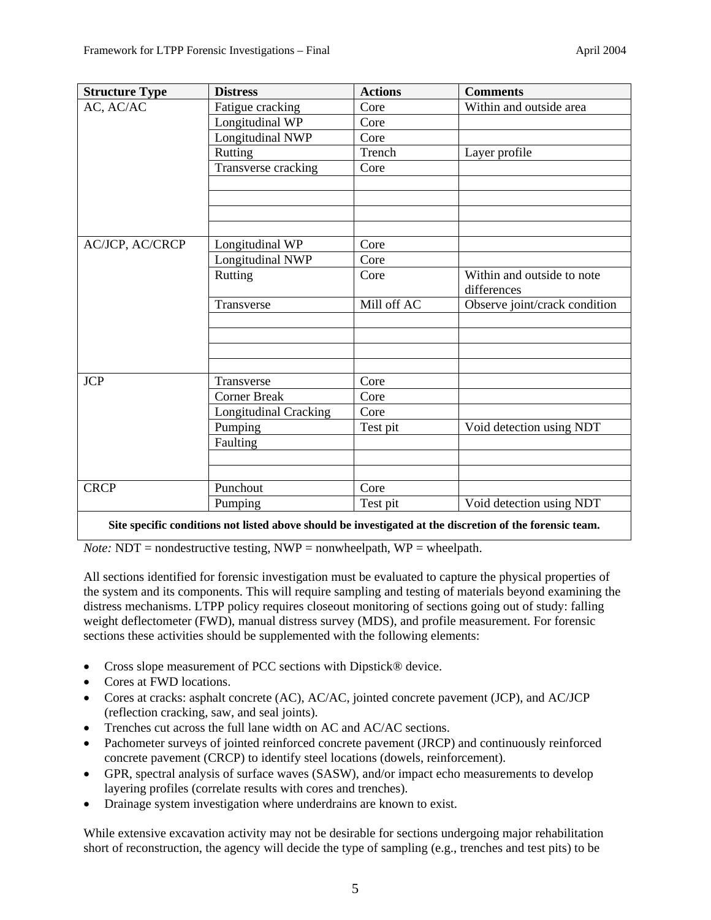| Structure Type | Distress | Actions | Comments |
|---|---|---|---|
| AC, AC/AC | Fatigue cracking | Core | Within and outside area |
| | Longitudinal WP | Core | |
| | Longitudinal NWP | Core | |
| | Rutting | Trench | Layer profile |
| | Transverse cracking | Core | |
| | | | |
| | | | |
| | | | |
| | | | |
| AC/JCP, AC/CRCP | Longitudinal WP | Core | |
| | Longitudinal NWP | Core | |
| | Rutting | Core | Within and outside to note differences |
| | Transverse | Mill off AC | Observe joint/crack condition |
| | | | |
| | | | |
| | | | |
| | | | |
| JCP | Transverse | Core | |
| | Corner Break | Core | |
| | Longitudinal Cracking | Core | |
| | Pumping | Test pit | Void detection using NDT |
| | Faulting | | |
| | | | |
| | | | |
| CRCP | Punchout | Core | |
| | Pumping | Test pit | Void detection using NDT |
| **Site specific conditions not listed above should be investigated at the discretion of the forensic team.** | | | |

*Note:* NDT = nondestructive testing, NWP = nonwheelpath, WP = wheelpath.

All sections identified for forensic investigation must be evaluated to capture the physical properties of the system and its components. This will require sampling and testing of materials beyond examining the distress mechanisms. LTPP policy requires closeout monitoring of sections going out of study: falling weight deflectometer (FWD), manual distress survey (MDS), and profile measurement. For forensic sections these activities should be supplemented with the following elements:

- Cross slope measurement of PCC sections with Dipstick® device.
- Cores at FWD locations.
- Cores at cracks: asphalt concrete (AC), AC/AC, jointed concrete pavement (JCP), and AC/JCP (reflection cracking, saw, and seal joints).
- Trenches cut across the full lane width on AC and AC/AC sections.
- Pachometer surveys of jointed reinforced concrete pavement (JRCP) and continuously reinforced concrete pavement (CRCP) to identify steel locations (dowels, reinforcement).
- GPR, spectral analysis of surface waves (SASW), and/or impact echo measurements to develop layering profiles (correlate results with cores and trenches).
- Drainage system investigation where underdrains are known to exist.

While extensive excavation activity may not be desirable for sections undergoing major rehabilitation short of reconstruction, the agency will decide the type of sampling (e.g., trenches and test pits) to be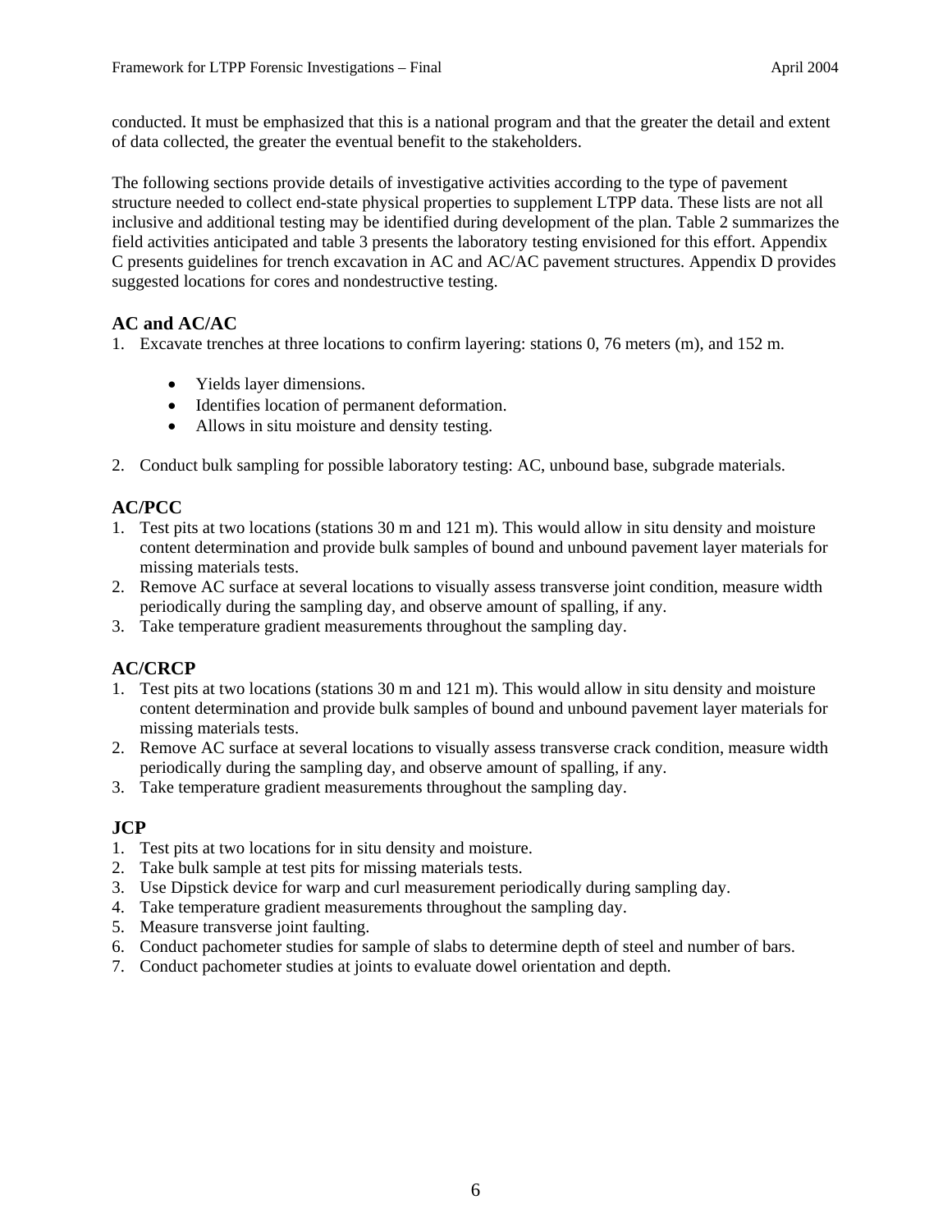conducted. It must be emphasized that this is a national program and that the greater the detail and extent of data collected, the greater the eventual benefit to the stakeholders.

The following sections provide details of investigative activities according to the type of pavement structure needed to collect end-state physical properties to supplement LTPP data. These lists are not all inclusive and additional testing may be identified during development of the plan. Table 2 summarizes the field activities anticipated and table 3 presents the laboratory testing envisioned for this effort. Appendix C presents guidelines for trench excavation in AC and AC/AC pavement structures. Appendix D provides suggested locations for cores and nondestructive testing.

### AC and AC/AC

1. Excavate trenches at three locations to confirm layering: stations 0, 76 meters (m), and 152 m.
   - Yields layer dimensions.
   - Identifies location of permanent deformation.
   - Allows in situ moisture and density testing.
2. Conduct bulk sampling for possible laboratory testing: AC, unbound base, subgrade materials.

### AC/PCC

1. Test pits at two locations (stations 30 m and 121 m). This would allow in situ density and moisture content determination and provide bulk samples of bound and unbound pavement layer materials for missing materials tests.
2. Remove AC surface at several locations to visually assess transverse joint condition, measure width periodically during the sampling day, and observe amount of spalling, if any.
3. Take temperature gradient measurements throughout the sampling day.

### AC/CRCP

1. Test pits at two locations (stations 30 m and 121 m). This would allow in situ density and moisture content determination and provide bulk samples of bound and unbound pavement layer materials for missing materials tests.
2. Remove AC surface at several locations to visually assess transverse crack condition, measure width periodically during the sampling day, and observe amount of spalling, if any.
3. Take temperature gradient measurements throughout the sampling day.

### JCP

1. Test pits at two locations for in situ density and moisture.
2. Take bulk sample at test pits for missing materials tests.
3. Use Dipstick device for warp and curl measurement periodically during sampling day.
4. Take temperature gradient measurements throughout the sampling day.
5. Measure transverse joint faulting.
6. Conduct pachometer studies for sample of slabs to determine depth of steel and number of bars.
7. Conduct pachometer studies at joints to evaluate dowel orientation and depth.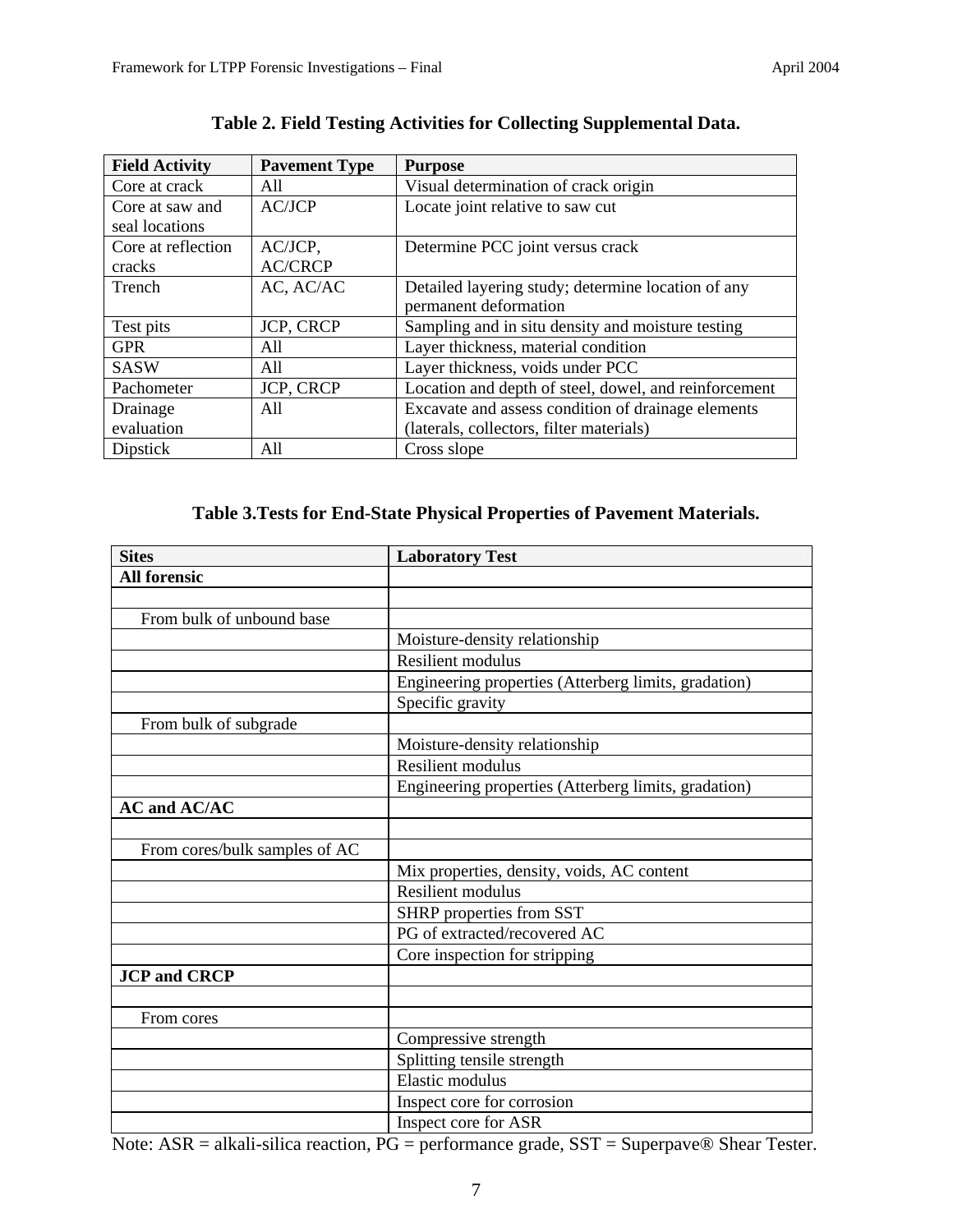**Table 2. Field Testing Activities for Collecting Supplemental Data.**

| Field Activity | Pavement Type | Purpose |
|---|---|---|
| Core at crack | All | Visual determination of crack origin |
| Core at saw and seal locations | AC/JCP | Locate joint relative to saw cut |
| Core at reflection cracks | AC/JCP, AC/CRCP | Determine PCC joint versus crack |
| Trench | AC, AC/AC | Detailed layering study; determine location of any permanent deformation |
| Test pits | JCP, CRCP | Sampling and in situ density and moisture testing |
| GPR | All | Layer thickness, material condition |
| SASW | All | Layer thickness, voids under PCC |
| Pachometer | JCP, CRCP | Location and depth of steel, dowel, and reinforcement |
| Drainage evaluation | All | Excavate and assess condition of drainage elements (laterals, collectors, filter materials) |
| Dipstick | All | Cross slope |

**Table 3.Tests for End-State Physical Properties of Pavement Materials.**

| Sites | Laboratory Test |
|---|---|
| **All forensic** | |
| | |
| From bulk of unbound base | |
| | Moisture-density relationship |
| | Resilient modulus |
| | Engineering properties (Atterberg limits, gradation) |
| | Specific gravity |
| From bulk of subgrade | |
| | Moisture-density relationship |
| | Resilient modulus |
| | Engineering properties (Atterberg limits, gradation) |
| **AC and AC/AC** | |
| | |
| From cores/bulk samples of AC | |
| | Mix properties, density, voids, AC content |
| | Resilient modulus |
| | SHRP properties from SST |
| | PG of extracted/recovered AC |
| | Core inspection for stripping |
| **JCP and CRCP** | |
| | |
| From cores | |
| | Compressive strength |
| | Splitting tensile strength |
| | Elastic modulus |
| | Inspect core for corrosion |
| | Inspect core for ASR |

Note: ASR = alkali-silica reaction, PG = performance grade, SST = Superpave® Shear Tester.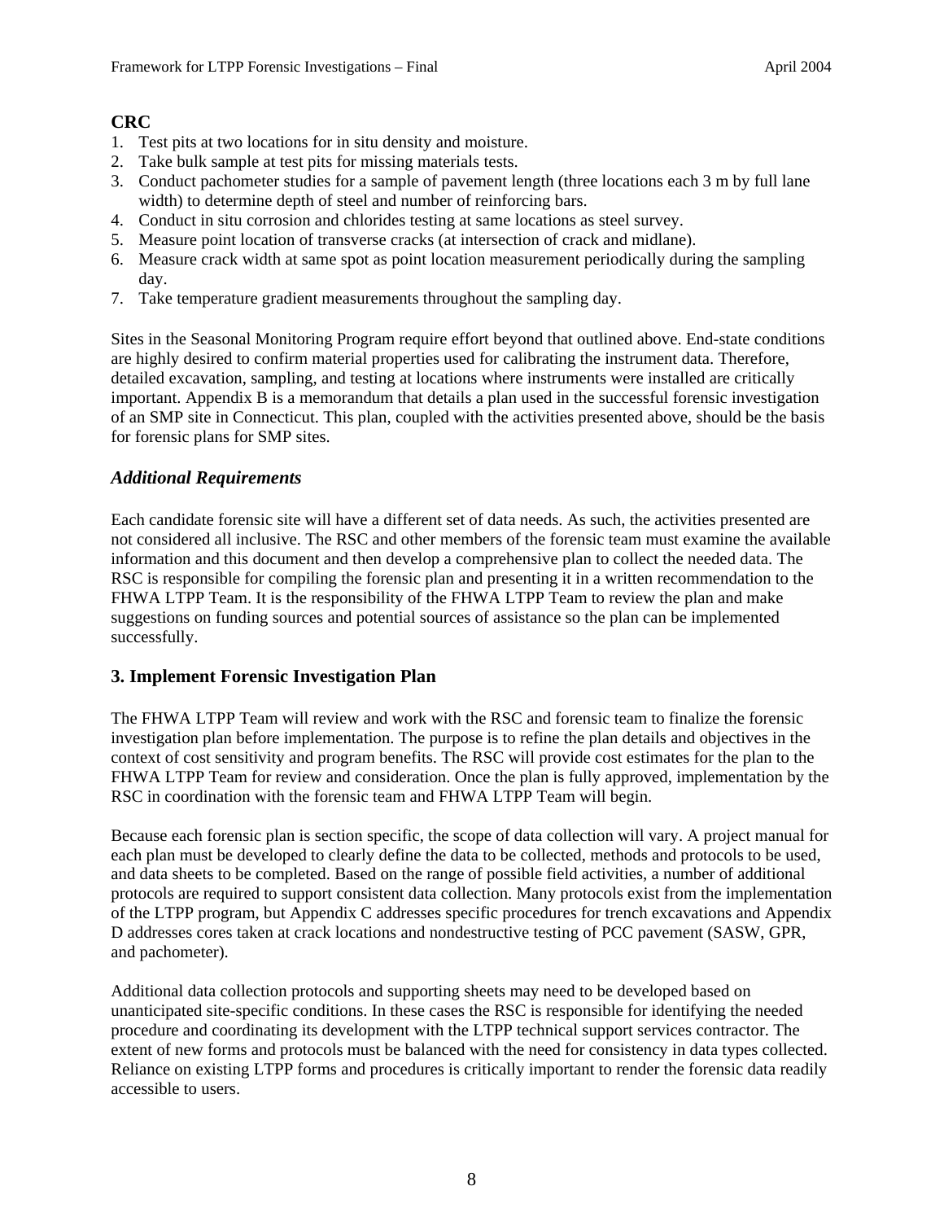**CRC**

1. Test pits at two locations for in situ density and moisture.
2. Take bulk sample at test pits for missing materials tests.
3. Conduct pachometer studies for a sample of pavement length (three locations each 3 m by full lane width) to determine depth of steel and number of reinforcing bars.
4. Conduct in situ corrosion and chlorides testing at same locations as steel survey.
5. Measure point location of transverse cracks (at intersection of crack and midlane).
6. Measure crack width at same spot as point location measurement periodically during the sampling day.
7. Take temperature gradient measurements throughout the sampling day.

Sites in the Seasonal Monitoring Program require effort beyond that outlined above. End-state conditions are highly desired to confirm material properties used for calibrating the instrument data. Therefore, detailed excavation, sampling, and testing at locations where instruments were installed are critically important. Appendix B is a memorandum that details a plan used in the successful forensic investigation of an SMP site in Connecticut. This plan, coupled with the activities presented above, should be the basis for forensic plans for SMP sites.

### *Additional Requirements*

Each candidate forensic site will have a different set of data needs. As such, the activities presented are not considered all inclusive. The RSC and other members of the forensic team must examine the available information and this document and then develop a comprehensive plan to collect the needed data. The RSC is responsible for compiling the forensic plan and presenting it in a written recommendation to the FHWA LTPP Team. It is the responsibility of the FHWA LTPP Team to review the plan and make suggestions on funding sources and potential sources of assistance so the plan can be implemented successfully.

## 3. Implement Forensic Investigation Plan

The FHWA LTPP Team will review and work with the RSC and forensic team to finalize the forensic investigation plan before implementation. The purpose is to refine the plan details and objectives in the context of cost sensitivity and program benefits. The RSC will provide cost estimates for the plan to the FHWA LTPP Team for review and consideration. Once the plan is fully approved, implementation by the RSC in coordination with the forensic team and FHWA LTPP Team will begin.

Because each forensic plan is section specific, the scope of data collection will vary. A project manual for each plan must be developed to clearly define the data to be collected, methods and protocols to be used, and data sheets to be completed. Based on the range of possible field activities, a number of additional protocols are required to support consistent data collection. Many protocols exist from the implementation of the LTPP program, but Appendix C addresses specific procedures for trench excavations and Appendix D addresses cores taken at crack locations and nondestructive testing of PCC pavement (SASW, GPR, and pachometer).

Additional data collection protocols and supporting sheets may need to be developed based on unanticipated site-specific conditions. In these cases the RSC is responsible for identifying the needed procedure and coordinating its development with the LTPP technical support services contractor. The extent of new forms and protocols must be balanced with the need for consistency in data types collected. Reliance on existing LTPP forms and procedures is critically important to render the forensic data readily accessible to users.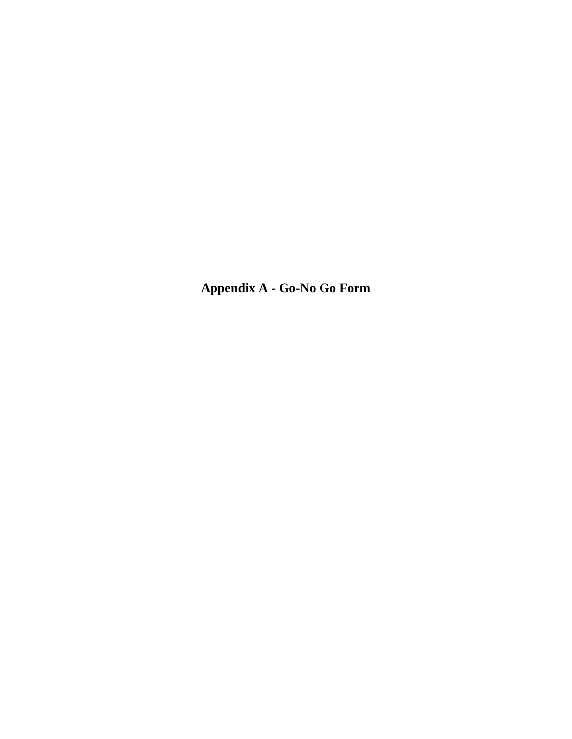# Appendix A - Go-No Go Form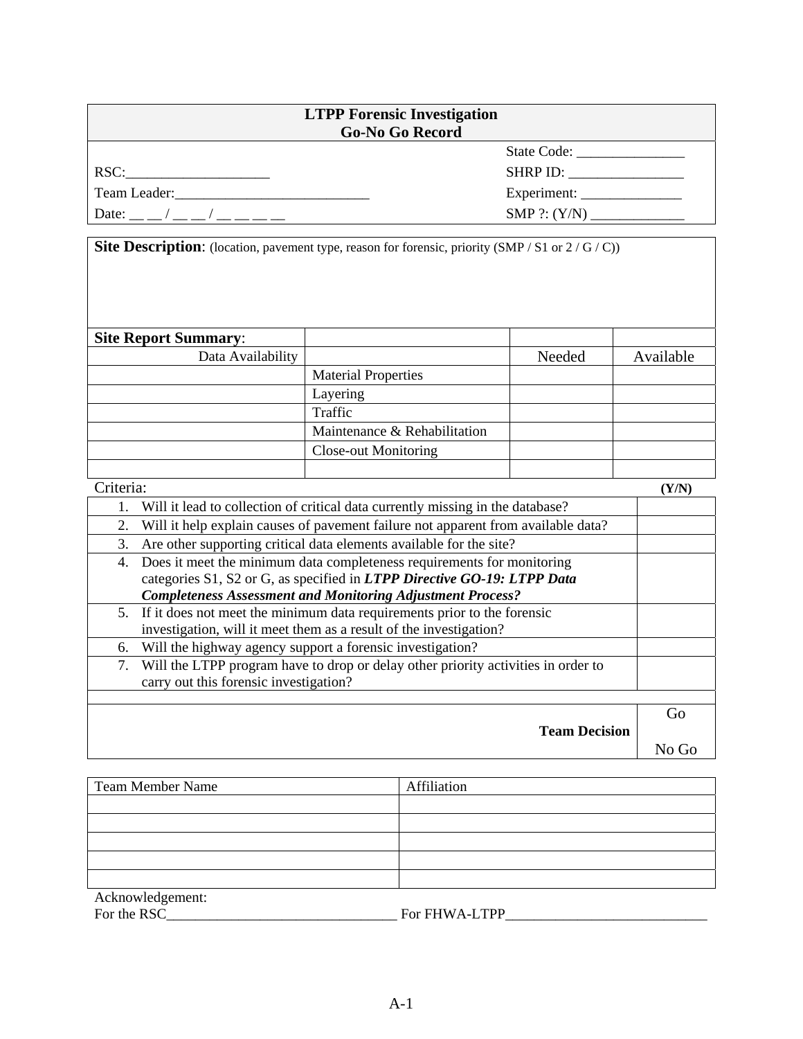## LTPP Forensic Investigation
## Go-No Go Record

| | |
|---|---|
| | State Code: _______________ |
| RSC:____________________ | SHRP ID: ________________ |
| Team Leader:___________________________ | Experiment: ______________ |
| Date: __ __ / __ __ / __ __ __ __ | SMP ?: (Y/N) _____________ |

**Site Description**: (location, pavement type, reason for forensic, priority (SMP / S1 or 2 / G / C))

| **Site Report Summary**: | | | |
|---|---|---|---|
| Data Availability | | Needed | Available |
| | Material Properties | | |
| | Layering | | |
| | Traffic | | |
| | Maintenance & Rehabilitation | | |
| | Close-out Monitoring | | |
| | | | |

| Criteria: | **(Y/N)** |
|---|---|
| 1. Will it lead to collection of critical data currently missing in the database? | |
| 2. Will it help explain causes of pavement failure not apparent from available data? | |
| 3. Are other supporting critical data elements available for the site? | |
| 4. Does it meet the minimum data completeness requirements for monitoring categories S1, S2 or G, as specified in ***LTPP Directive GO-19: LTPP Data Completeness Assessment and Monitoring Adjustment Process?*** | |
| 5. If it does not meet the minimum data requirements prior to the forensic investigation, will it meet them as a result of the investigation? | |
| 6. Will the highway agency support a forensic investigation? | |
| 7. Will the LTPP program have to drop or delay other priority activities in order to carry out this forensic investigation? | |
| | |
| **Team Decision** | Go<br>No Go |

| Team Member Name | Affiliation |
|---|---|
| | |
| | |
| | |
| | |
| | |

Acknowledgement:

For the RSC________________________________ For FHWA-LTPP____________________________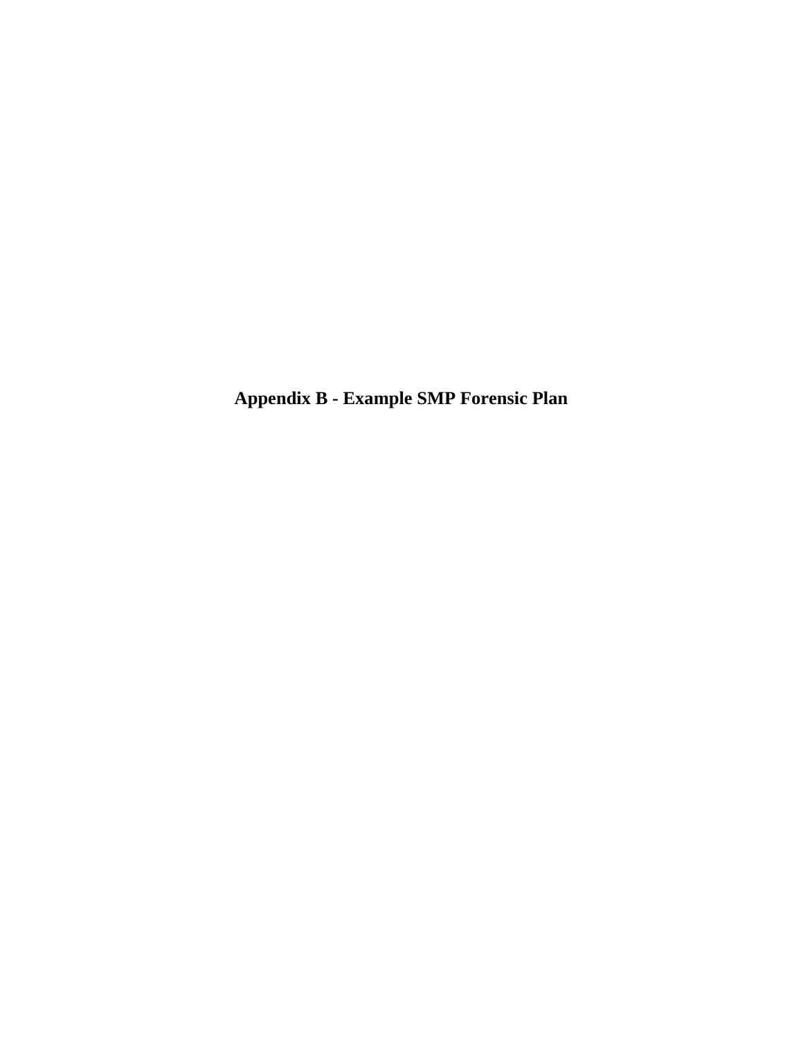# Appendix B - Example SMP Forensic Plan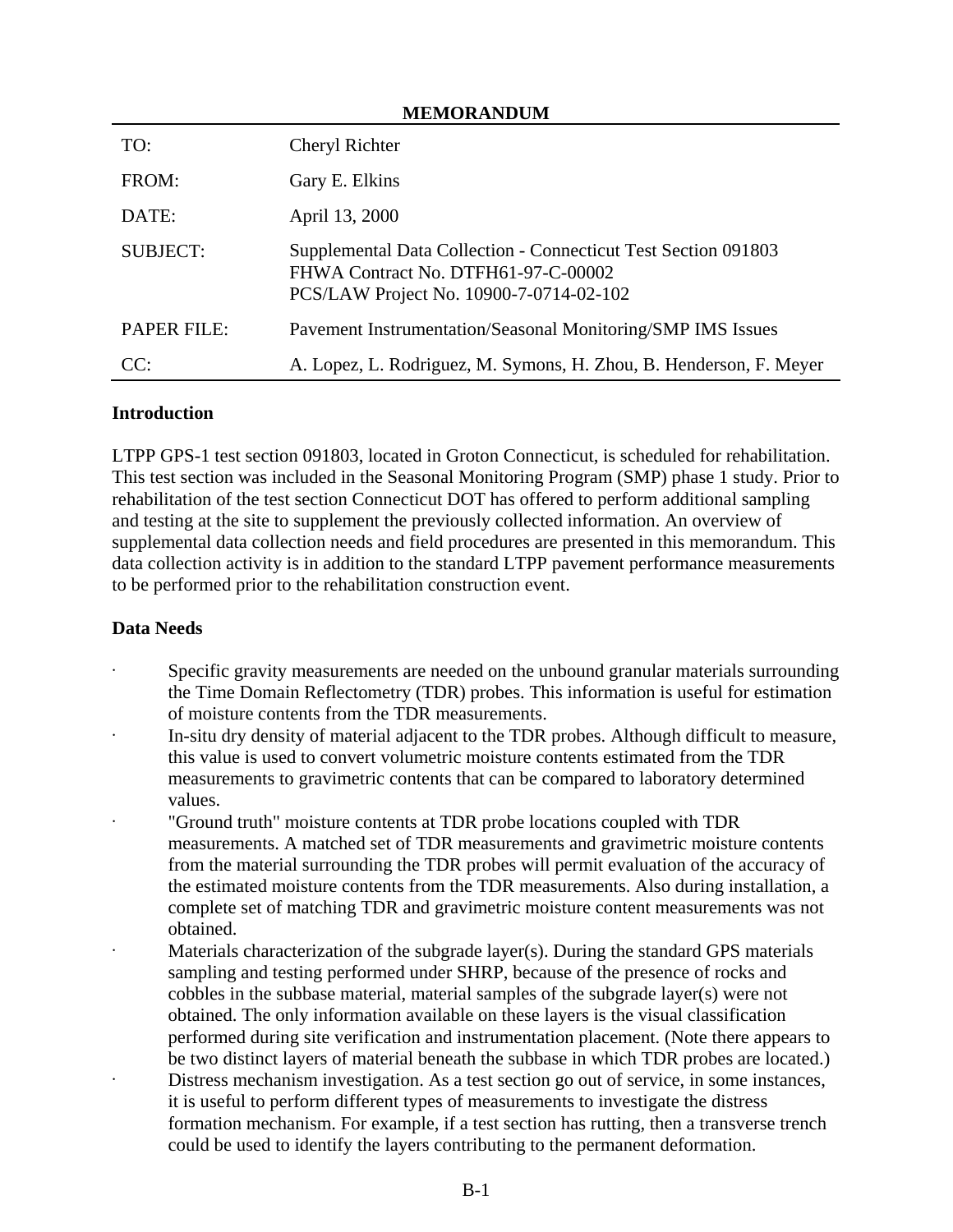**MEMORANDUM**

| | |
|---|---|
| TO: | Cheryl Richter |
| FROM: | Gary E. Elkins |
| DATE: | April 13, 2000 |
| SUBJECT: | Supplemental Data Collection - Connecticut Test Section 091803<br>FHWA Contract No. DTFH61-97-C-00002<br>PCS/LAW Project No. 10900-7-0714-02-102 |
| PAPER FILE: | Pavement Instrumentation/Seasonal Monitoring/SMP IMS Issues |
| CC: | A. Lopez, L. Rodriguez, M. Symons, H. Zhou, B. Henderson, F. Meyer |

**Introduction**

LTPP GPS-1 test section 091803, located in Groton Connecticut, is scheduled for rehabilitation. This test section was included in the Seasonal Monitoring Program (SMP) phase 1 study. Prior to rehabilitation of the test section Connecticut DOT has offered to perform additional sampling and testing at the site to supplement the previously collected information. An overview of supplemental data collection needs and field procedures are presented in this memorandum. This data collection activity is in addition to the standard LTPP pavement performance measurements to be performed prior to the rehabilitation construction event.

**Data Needs**

- Specific gravity measurements are needed on the unbound granular materials surrounding the Time Domain Reflectometry (TDR) probes. This information is useful for estimation of moisture contents from the TDR measurements.
- In-situ dry density of material adjacent to the TDR probes. Although difficult to measure, this value is used to convert volumetric moisture contents estimated from the TDR measurements to gravimetric contents that can be compared to laboratory determined values.
- "Ground truth" moisture contents at TDR probe locations coupled with TDR measurements. A matched set of TDR measurements and gravimetric moisture contents from the material surrounding the TDR probes will permit evaluation of the accuracy of the estimated moisture contents from the TDR measurements. Also during installation, a complete set of matching TDR and gravimetric moisture content measurements was not obtained.
- Materials characterization of the subgrade layer(s). During the standard GPS materials sampling and testing performed under SHRP, because of the presence of rocks and cobbles in the subbase material, material samples of the subgrade layer(s) were not obtained. The only information available on these layers is the visual classification performed during site verification and instrumentation placement. (Note there appears to be two distinct layers of material beneath the subbase in which TDR probes are located.)
- Distress mechanism investigation. As a test section go out of service, in some instances, it is useful to perform different types of measurements to investigate the distress formation mechanism. For example, if a test section has rutting, then a transverse trench could be used to identify the layers contributing to the permanent deformation.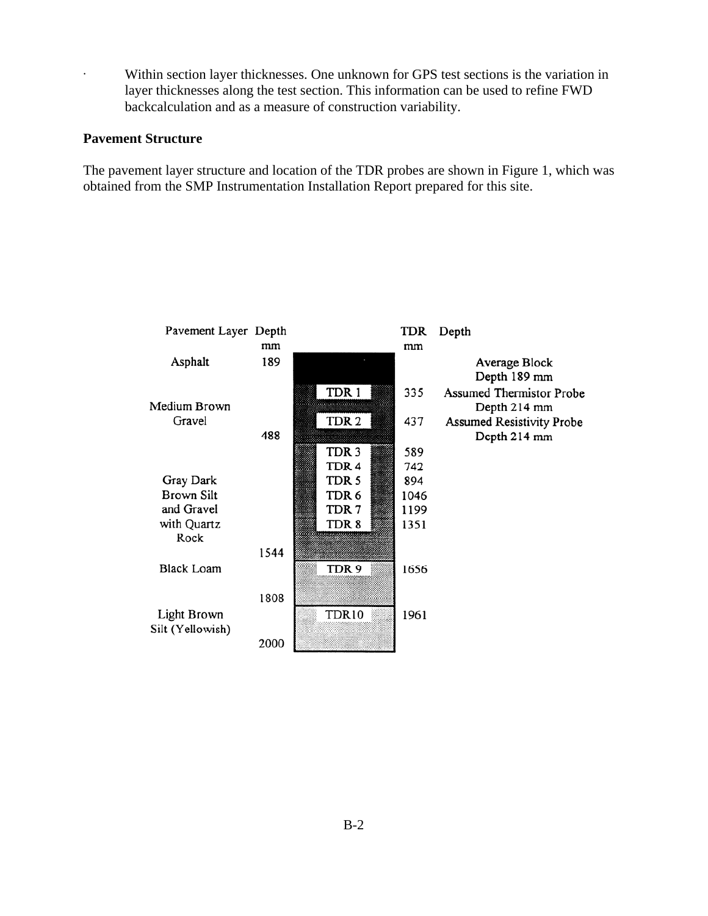- Within section layer thicknesses. One unknown for GPS test sections is the variation in layer thicknesses along the test section. This information can be used to refine FWD backcalculation and as a measure of construction variability.

**Pavement Structure**

The pavement layer structure and location of the TDR probes are shown in Figure 1, which was obtained from the SMP Instrumentation Installation Report prepared for this site.

| Pavement Layer | Depth mm | | TDR | TDR Depth mm | |
|---|---|---|---|---|---|
| Asphalt | 189 | | | | Average Block Depth 189 mm |
| Medium Brown Gravel | | | TDR 1 | 335 | Assumed Thermistor Probe Depth 214 mm |
| | | | TDR 2 | 437 | Assumed Resistivity Probe Depth 214 mm |
| | 488 | | | | |
| Gray Dark Brown Silt and Gravel with Quartz Rock | | | TDR 3 | 589 | |
| | | | TDR 4 | 742 | |
| | | | TDR 5 | 894 | |
| | | | TDR 6 | 1046 | |
| | | | TDR 7 | 1199 | |
| | | | TDR 8 | 1351 | |
| | 1544 | | | | |
| Black Loam | | | TDR 9 | 1656 | |
| | 1808 | | | | |
| Light Brown Silt (Yellowish) | | | TDR10 | 1961 | |
| | 2000 | | | | |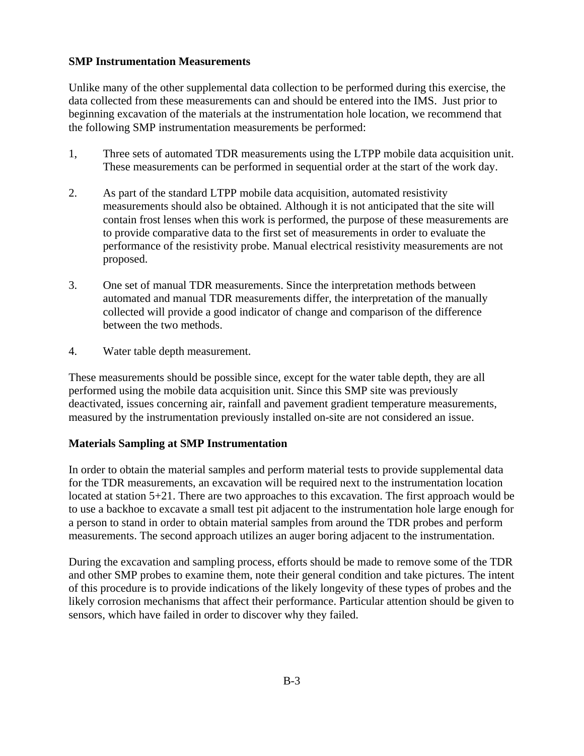**SMP Instrumentation Measurements**

Unlike many of the other supplemental data collection to be performed during this exercise, the data collected from these measurements can and should be entered into the IMS. Just prior to beginning excavation of the materials at the instrumentation hole location, we recommend that the following SMP instrumentation measurements be performed:

1, Three sets of automated TDR measurements using the LTPP mobile data acquisition unit. These measurements can be performed in sequential order at the start of the work day.

2. As part of the standard LTPP mobile data acquisition, automated resistivity measurements should also be obtained. Although it is not anticipated that the site will contain frost lenses when this work is performed, the purpose of these measurements are to provide comparative data to the first set of measurements in order to evaluate the performance of the resistivity probe. Manual electrical resistivity measurements are not proposed.

3. One set of manual TDR measurements. Since the interpretation methods between automated and manual TDR measurements differ, the interpretation of the manually collected will provide a good indicator of change and comparison of the difference between the two methods.

4. Water table depth measurement.

These measurements should be possible since, except for the water table depth, they are all performed using the mobile data acquisition unit. Since this SMP site was previously deactivated, issues concerning air, rainfall and pavement gradient temperature measurements, measured by the instrumentation previously installed on-site are not considered an issue.

**Materials Sampling at SMP Instrumentation**

In order to obtain the material samples and perform material tests to provide supplemental data for the TDR measurements, an excavation will be required next to the instrumentation location located at station 5+21. There are two approaches to this excavation. The first approach would be to use a backhoe to excavate a small test pit adjacent to the instrumentation hole large enough for a person to stand in order to obtain material samples from around the TDR probes and perform measurements. The second approach utilizes an auger boring adjacent to the instrumentation.

During the excavation and sampling process, efforts should be made to remove some of the TDR and other SMP probes to examine them, note their general condition and take pictures. The intent of this procedure is to provide indications of the likely longevity of these types of probes and the likely corrosion mechanisms that affect their performance. Particular attention should be given to sensors, which have failed in order to discover why they failed.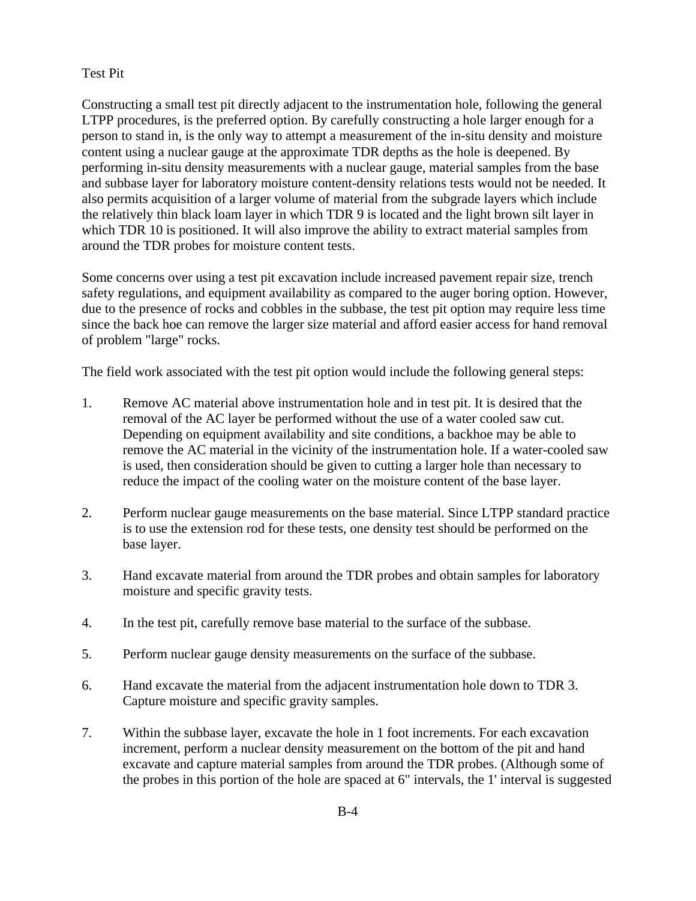Test Pit

Constructing a small test pit directly adjacent to the instrumentation hole, following the general LTPP procedures, is the preferred option. By carefully constructing a hole larger enough for a person to stand in, is the only way to attempt a measurement of the in-situ density and moisture content using a nuclear gauge at the approximate TDR depths as the hole is deepened. By performing in-situ density measurements with a nuclear gauge, material samples from the base and subbase layer for laboratory moisture content-density relations tests would not be needed. It also permits acquisition of a larger volume of material from the subgrade layers which include the relatively thin black loam layer in which TDR 9 is located and the light brown silt layer in which TDR 10 is positioned. It will also improve the ability to extract material samples from around the TDR probes for moisture content tests.

Some concerns over using a test pit excavation include increased pavement repair size, trench safety regulations, and equipment availability as compared to the auger boring option. However, due to the presence of rocks and cobbles in the subbase, the test pit option may require less time since the back hoe can remove the larger size material and afford easier access for hand removal of problem "large" rocks.

The field work associated with the test pit option would include the following general steps:

1. Remove AC material above instrumentation hole and in test pit. It is desired that the removal of the AC layer be performed without the use of a water cooled saw cut. Depending on equipment availability and site conditions, a backhoe may be able to remove the AC material in the vicinity of the instrumentation hole. If a water-cooled saw is used, then consideration should be given to cutting a larger hole than necessary to reduce the impact of the cooling water on the moisture content of the base layer.

2. Perform nuclear gauge measurements on the base material. Since LTPP standard practice is to use the extension rod for these tests, one density test should be performed on the base layer.

3. Hand excavate material from around the TDR probes and obtain samples for laboratory moisture and specific gravity tests.

4. In the test pit, carefully remove base material to the surface of the subbase.

5. Perform nuclear gauge density measurements on the surface of the subbase.

6. Hand excavate the material from the adjacent instrumentation hole down to TDR 3. Capture moisture and specific gravity samples.

7. Within the subbase layer, excavate the hole in 1 foot increments. For each excavation increment, perform a nuclear density measurement on the bottom of the pit and hand excavate and capture material samples from around the TDR probes. (Although some of the probes in this portion of the hole are spaced at 6" intervals, the 1' interval is suggested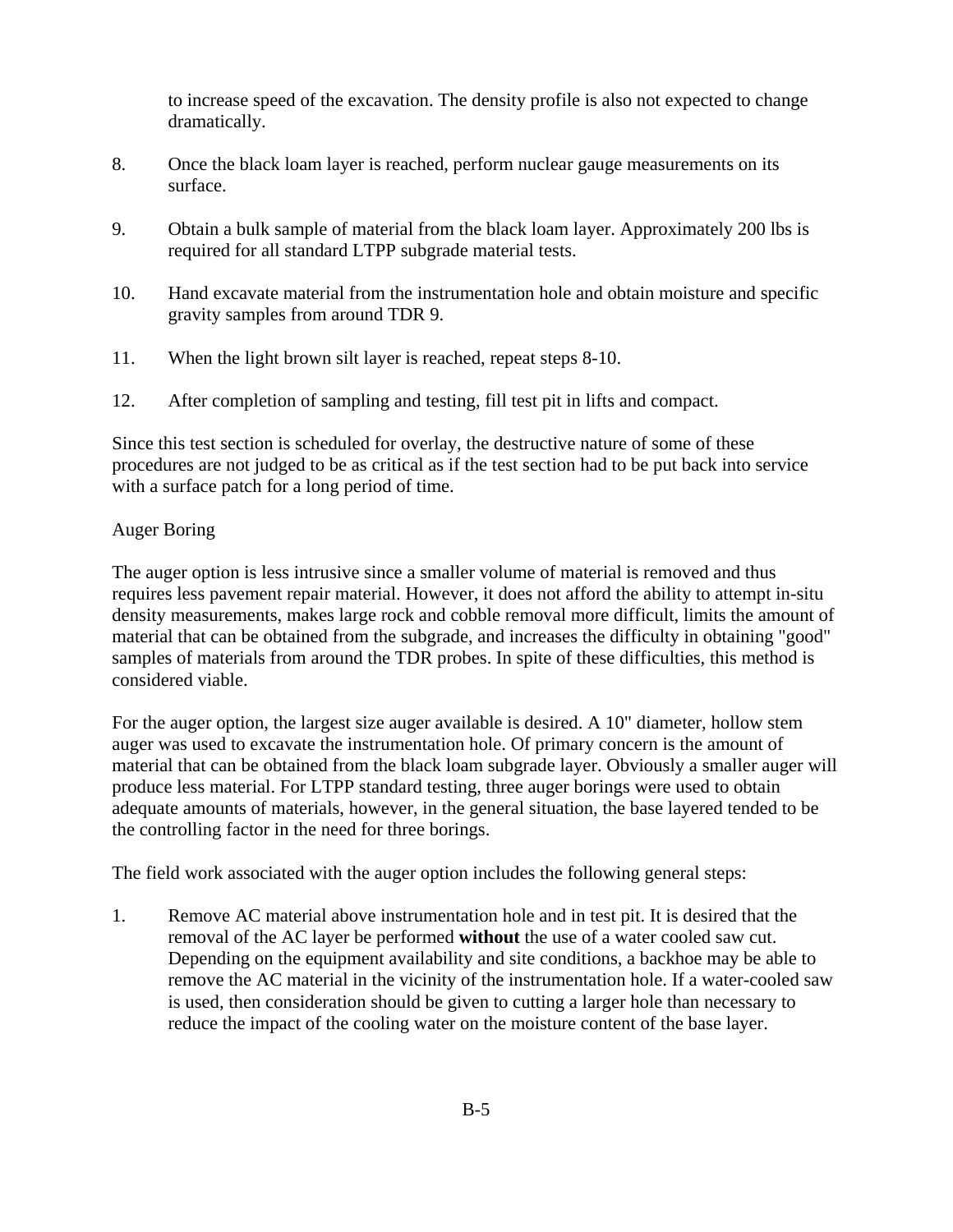to increase speed of the excavation. The density profile is also not expected to change dramatically.

8. Once the black loam layer is reached, perform nuclear gauge measurements on its surface.

9. Obtain a bulk sample of material from the black loam layer. Approximately 200 lbs is required for all standard LTPP subgrade material tests.

10. Hand excavate material from the instrumentation hole and obtain moisture and specific gravity samples from around TDR 9.

11. When the light brown silt layer is reached, repeat steps 8-10.

12. After completion of sampling and testing, fill test pit in lifts and compact.

Since this test section is scheduled for overlay, the destructive nature of some of these procedures are not judged to be as critical as if the test section had to be put back into service with a surface patch for a long period of time.

Auger Boring

The auger option is less intrusive since a smaller volume of material is removed and thus requires less pavement repair material. However, it does not afford the ability to attempt in-situ density measurements, makes large rock and cobble removal more difficult, limits the amount of material that can be obtained from the subgrade, and increases the difficulty in obtaining "good" samples of materials from around the TDR probes. In spite of these difficulties, this method is considered viable.

For the auger option, the largest size auger available is desired. A 10" diameter, hollow stem auger was used to excavate the instrumentation hole. Of primary concern is the amount of material that can be obtained from the black loam subgrade layer. Obviously a smaller auger will produce less material. For LTPP standard testing, three auger borings were used to obtain adequate amounts of materials, however, in the general situation, the base layered tended to be the controlling factor in the need for three borings.

The field work associated with the auger option includes the following general steps:

1. Remove AC material above instrumentation hole and in test pit. It is desired that the removal of the AC layer be performed **without** the use of a water cooled saw cut. Depending on the equipment availability and site conditions, a backhoe may be able to remove the AC material in the vicinity of the instrumentation hole. If a water-cooled saw is used, then consideration should be given to cutting a larger hole than necessary to reduce the impact of the cooling water on the moisture content of the base layer.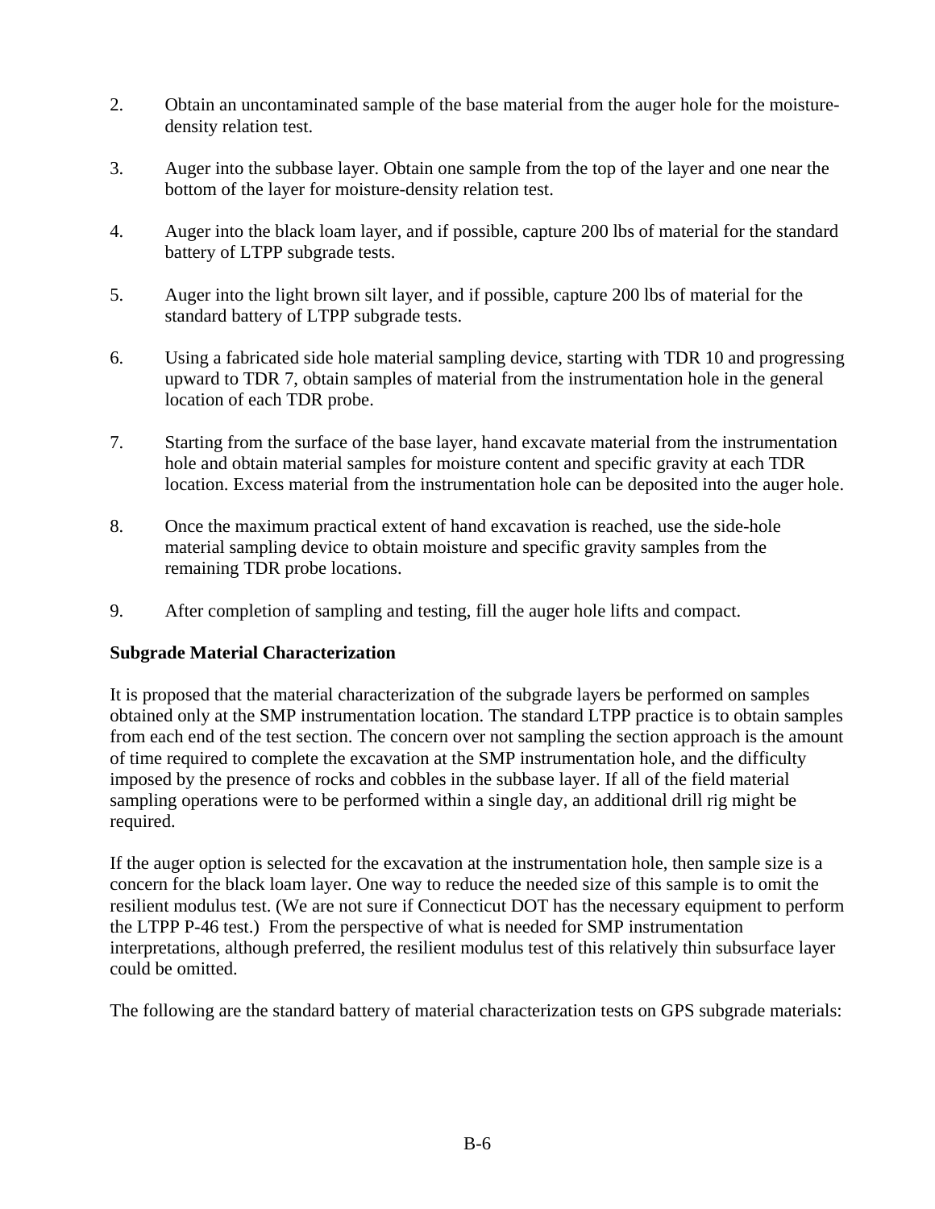2. Obtain an uncontaminated sample of the base material from the auger hole for the moisture-density relation test.

3. Auger into the subbase layer. Obtain one sample from the top of the layer and one near the bottom of the layer for moisture-density relation test.

4. Auger into the black loam layer, and if possible, capture 200 lbs of material for the standard battery of LTPP subgrade tests.

5. Auger into the light brown silt layer, and if possible, capture 200 lbs of material for the standard battery of LTPP subgrade tests.

6. Using a fabricated side hole material sampling device, starting with TDR 10 and progressing upward to TDR 7, obtain samples of material from the instrumentation hole in the general location of each TDR probe.

7. Starting from the surface of the base layer, hand excavate material from the instrumentation hole and obtain material samples for moisture content and specific gravity at each TDR location. Excess material from the instrumentation hole can be deposited into the auger hole.

8. Once the maximum practical extent of hand excavation is reached, use the side-hole material sampling device to obtain moisture and specific gravity samples from the remaining TDR probe locations.

9. After completion of sampling and testing, fill the auger hole lifts and compact.

**Subgrade Material Characterization**

It is proposed that the material characterization of the subgrade layers be performed on samples obtained only at the SMP instrumentation location. The standard LTPP practice is to obtain samples from each end of the test section. The concern over not sampling the section approach is the amount of time required to complete the excavation at the SMP instrumentation hole, and the difficulty imposed by the presence of rocks and cobbles in the subbase layer. If all of the field material sampling operations were to be performed within a single day, an additional drill rig might be required.

If the auger option is selected for the excavation at the instrumentation hole, then sample size is a concern for the black loam layer. One way to reduce the needed size of this sample is to omit the resilient modulus test. (We are not sure if Connecticut DOT has the necessary equipment to perform the LTPP P-46 test.) From the perspective of what is needed for SMP instrumentation interpretations, although preferred, the resilient modulus test of this relatively thin subsurface layer could be omitted.

The following are the standard battery of material characterization tests on GPS subgrade materials: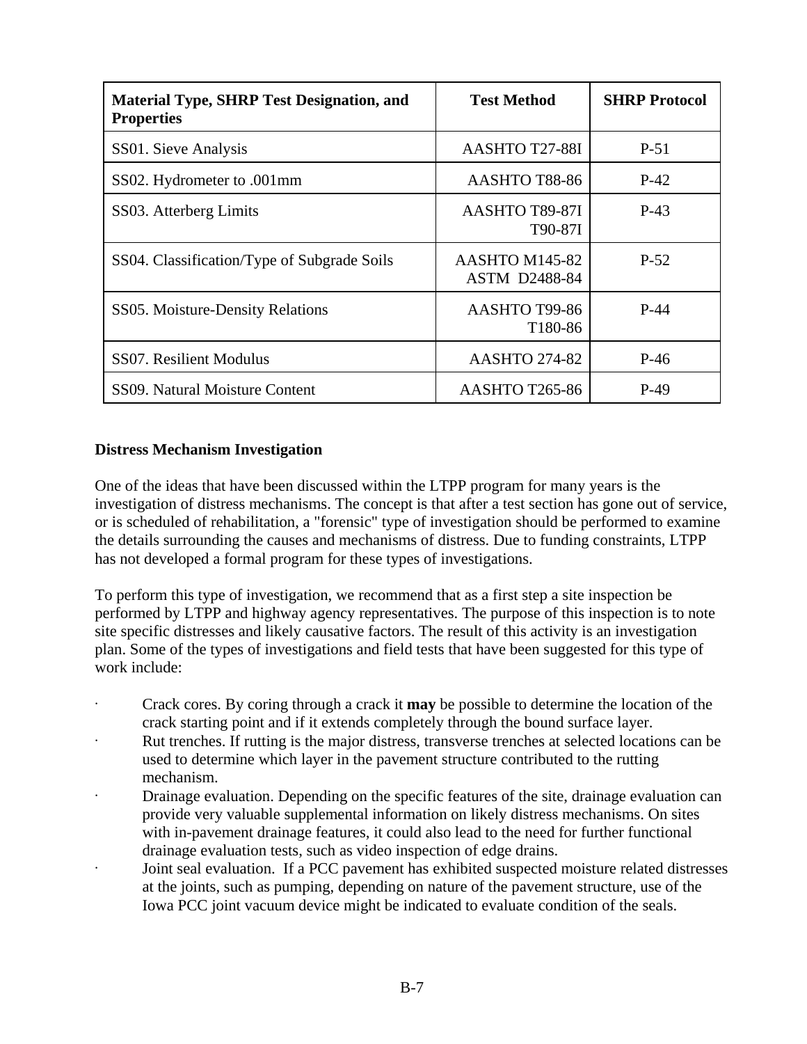| Material Type, SHRP Test Designation, and Properties | Test Method | SHRP Protocol |
| --- | --- | --- |
| SS01. Sieve Analysis | AASHTO T27-88I | P-51 |
| SS02. Hydrometer to .001mm | AASHTO T88-86 | P-42 |
| SS03. Atterberg Limits | AASHTO T89-87I T90-87I | P-43 |
| SS04. Classification/Type of Subgrade Soils | AASHTO M145-82 ASTM D2488-84 | P-52 |
| SS05. Moisture-Density Relations | AASHTO T99-86 T180-86 | P-44 |
| SS07. Resilient Modulus | AASHTO 274-82 | P-46 |
| SS09. Natural Moisture Content | AASHTO T265-86 | P-49 |

**Distress Mechanism Investigation**

One of the ideas that have been discussed within the LTPP program for many years is the investigation of distress mechanisms. The concept is that after a test section has gone out of service, or is scheduled of rehabilitation, a "forensic" type of investigation should be performed to examine the details surrounding the causes and mechanisms of distress. Due to funding constraints, LTPP has not developed a formal program for these types of investigations.

To perform this type of investigation, we recommend that as a first step a site inspection be performed by LTPP and highway agency representatives. The purpose of this inspection is to note site specific distresses and likely causative factors. The result of this activity is an investigation plan. Some of the types of investigations and field tests that have been suggested for this type of work include:

- Crack cores. By coring through a crack it **may** be possible to determine the location of the crack starting point and if it extends completely through the bound surface layer.
- Rut trenches. If rutting is the major distress, transverse trenches at selected locations can be used to determine which layer in the pavement structure contributed to the rutting mechanism.
- Drainage evaluation. Depending on the specific features of the site, drainage evaluation can provide very valuable supplemental information on likely distress mechanisms. On sites with in-pavement drainage features, it could also lead to the need for further functional drainage evaluation tests, such as video inspection of edge drains.
- Joint seal evaluation. If a PCC pavement has exhibited suspected moisture related distresses at the joints, such as pumping, depending on nature of the pavement structure, use of the Iowa PCC joint vacuum device might be indicated to evaluate condition of the seals.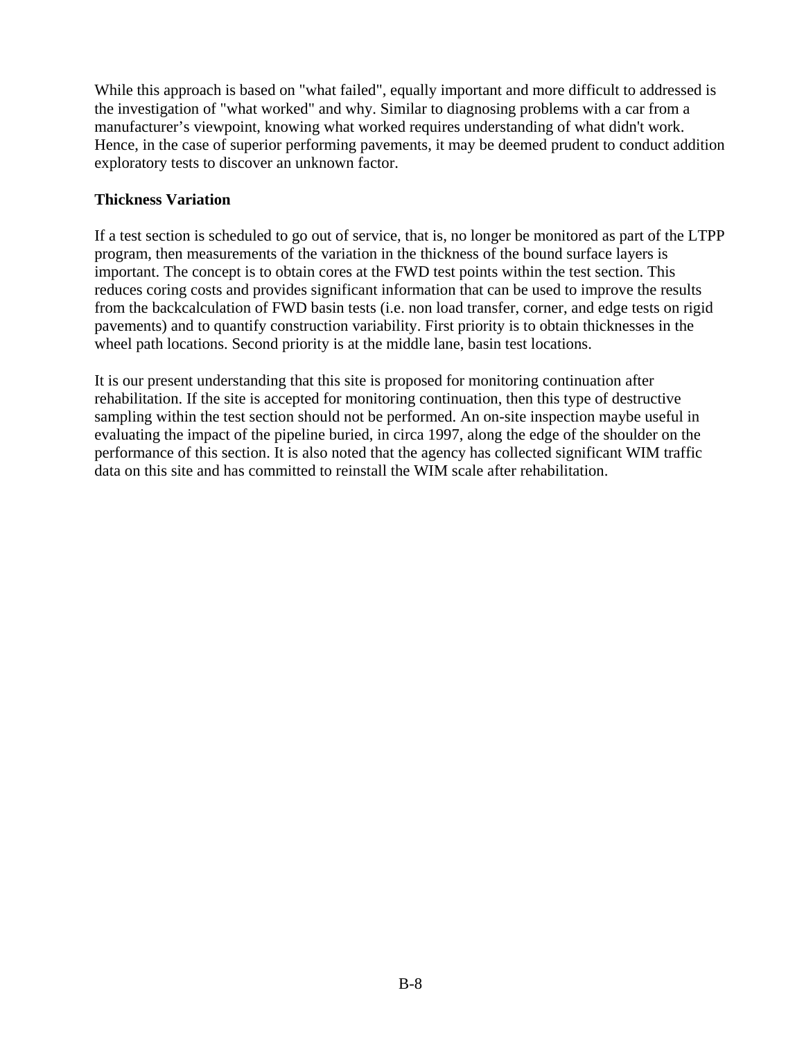While this approach is based on "what failed", equally important and more difficult to addressed is the investigation of "what worked" and why. Similar to diagnosing problems with a car from a manufacturer's viewpoint, knowing what worked requires understanding of what didn't work. Hence, in the case of superior performing pavements, it may be deemed prudent to conduct addition exploratory tests to discover an unknown factor.

**Thickness Variation**

If a test section is scheduled to go out of service, that is, no longer be monitored as part of the LTPP program, then measurements of the variation in the thickness of the bound surface layers is important. The concept is to obtain cores at the FWD test points within the test section. This reduces coring costs and provides significant information that can be used to improve the results from the backcalculation of FWD basin tests (i.e. non load transfer, corner, and edge tests on rigid pavements) and to quantify construction variability. First priority is to obtain thicknesses in the wheel path locations. Second priority is at the middle lane, basin test locations.

It is our present understanding that this site is proposed for monitoring continuation after rehabilitation. If the site is accepted for monitoring continuation, then this type of destructive sampling within the test section should not be performed. An on-site inspection maybe useful in evaluating the impact of the pipeline buried, in circa 1997, along the edge of the shoulder on the performance of this section. It is also noted that the agency has collected significant WIM traffic data on this site and has committed to reinstall the WIM scale after rehabilitation.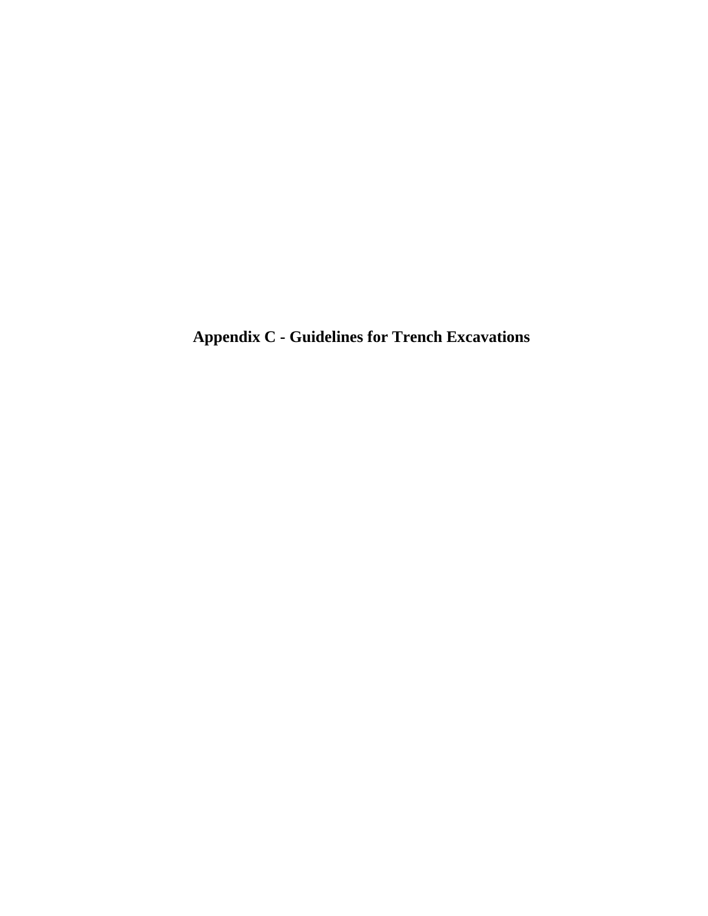# Appendix C - Guidelines for Trench Excavations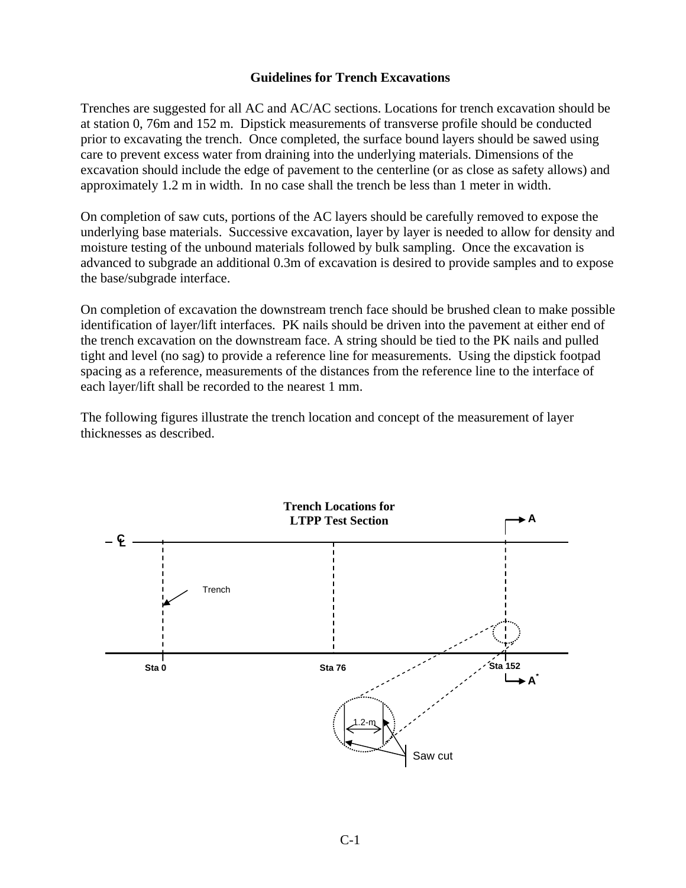**Guidelines for Trench Excavations**

Trenches are suggested for all AC and AC/AC sections. Locations for trench excavation should be at station 0, 76m and 152 m. Dipstick measurements of transverse profile should be conducted prior to excavating the trench. Once completed, the surface bound layers should be sawed using care to prevent excess water from draining into the underlying materials. Dimensions of the excavation should include the edge of pavement to the centerline (or as close as safety allows) and approximately 1.2 m in width. In no case shall the trench be less than 1 meter in width.

On completion of saw cuts, portions of the AC layers should be carefully removed to expose the underlying base materials. Successive excavation, layer by layer is needed to allow for density and moisture testing of the unbound materials followed by bulk sampling. Once the excavation is advanced to subgrade an additional 0.3m of excavation is desired to provide samples and to expose the base/subgrade interface.

On completion of excavation the downstream trench face should be brushed clean to make possible identification of layer/lift interfaces. PK nails should be driven into the pavement at either end of the trench excavation on the downstream face. A string should be tied to the PK nails and pulled tight and level (no sag) to provide a reference line for measurements. Using the dipstick footpad spacing as a reference, measurements of the distances from the reference line to the interface of each layer/lift shall be recorded to the nearest 1 mm.

The following figures illustrate the trench location and concept of the measurement of layer thicknesses as described.

**Trench Locations for LTPP Test Section**

CL — Trench — Sta 0 — Sta 76 — Sta 152 — A — A* — 1.2-m — Saw cut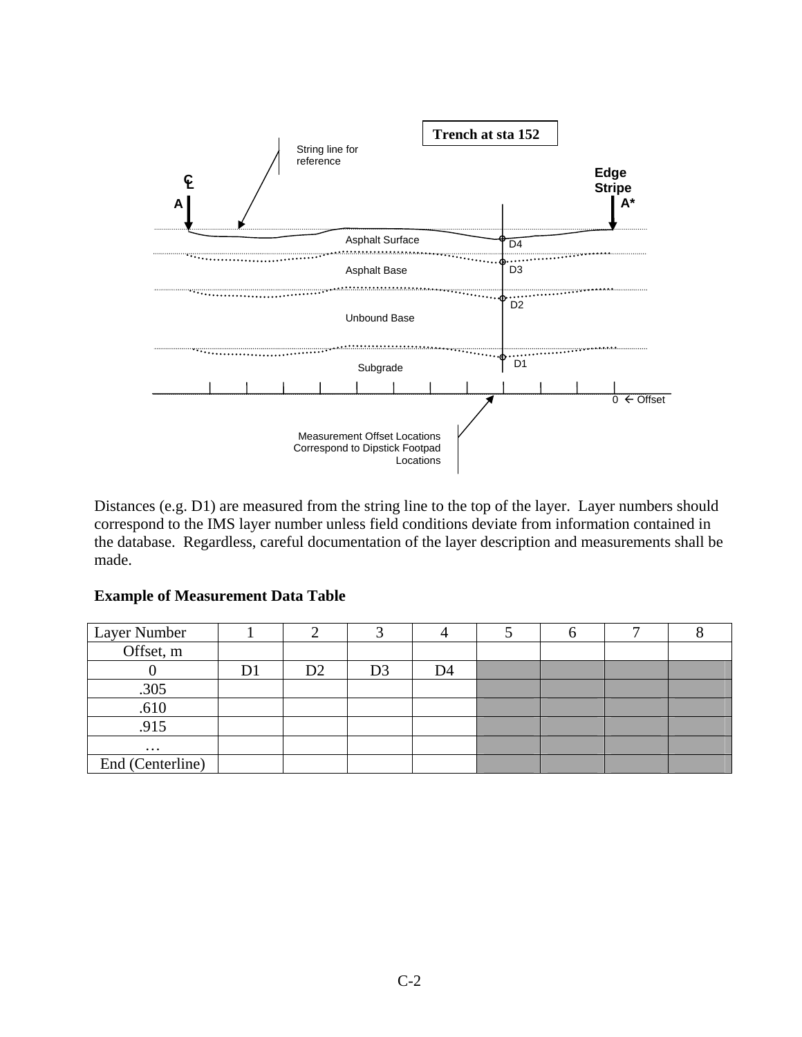Trench at sta 152

String line for reference

℄ A

Edge Stripe A*

Asphalt Surface D4

Asphalt Base D3

D2

Unbound Base

Subgrade D1

0 ← Offset

Measurement Offset Locations Correspond to Dipstick Footpad Locations

Distances (e.g. D1) are measured from the string line to the top of the layer. Layer numbers should correspond to the IMS layer number unless field conditions deviate from information contained in the database. Regardless, careful documentation of the layer description and measurements shall be made.

**Example of Measurement Data Table**

| Layer Number | 1 | 2 | 3 | 4 | 5 | 6 | 7 | 8 |
|---|---|---|---|---|---|---|---|---|
| Offset, m | | | | | | | | |
| 0 | D1 | D2 | D3 | D4 | | | | |
| .305 | | | | | | | | |
| .610 | | | | | | | | |
| .915 | | | | | | | | |
| … | | | | | | | | |
| End (Centerline) | | | | | | | | |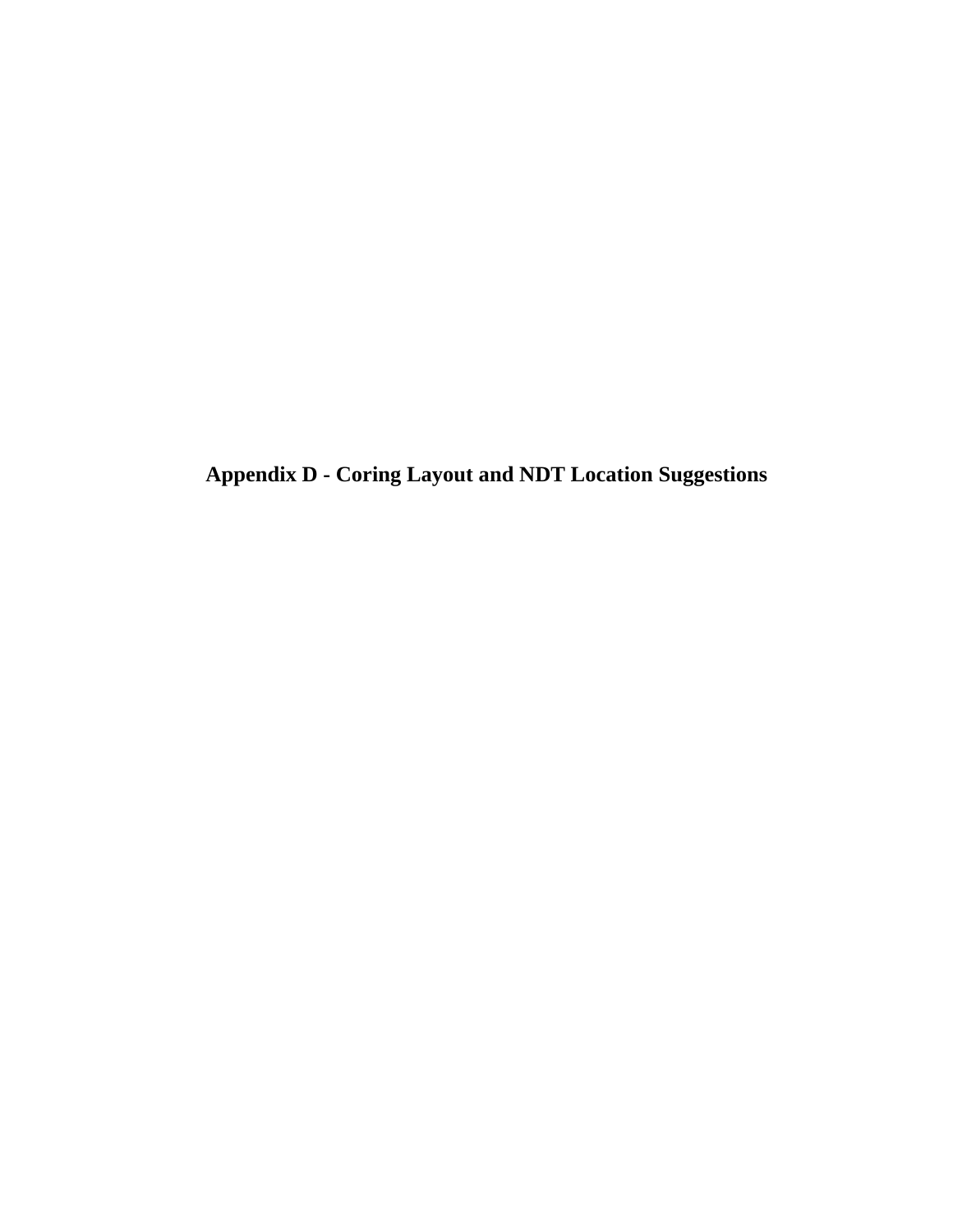# Appendix D - Coring Layout and NDT Location Suggestions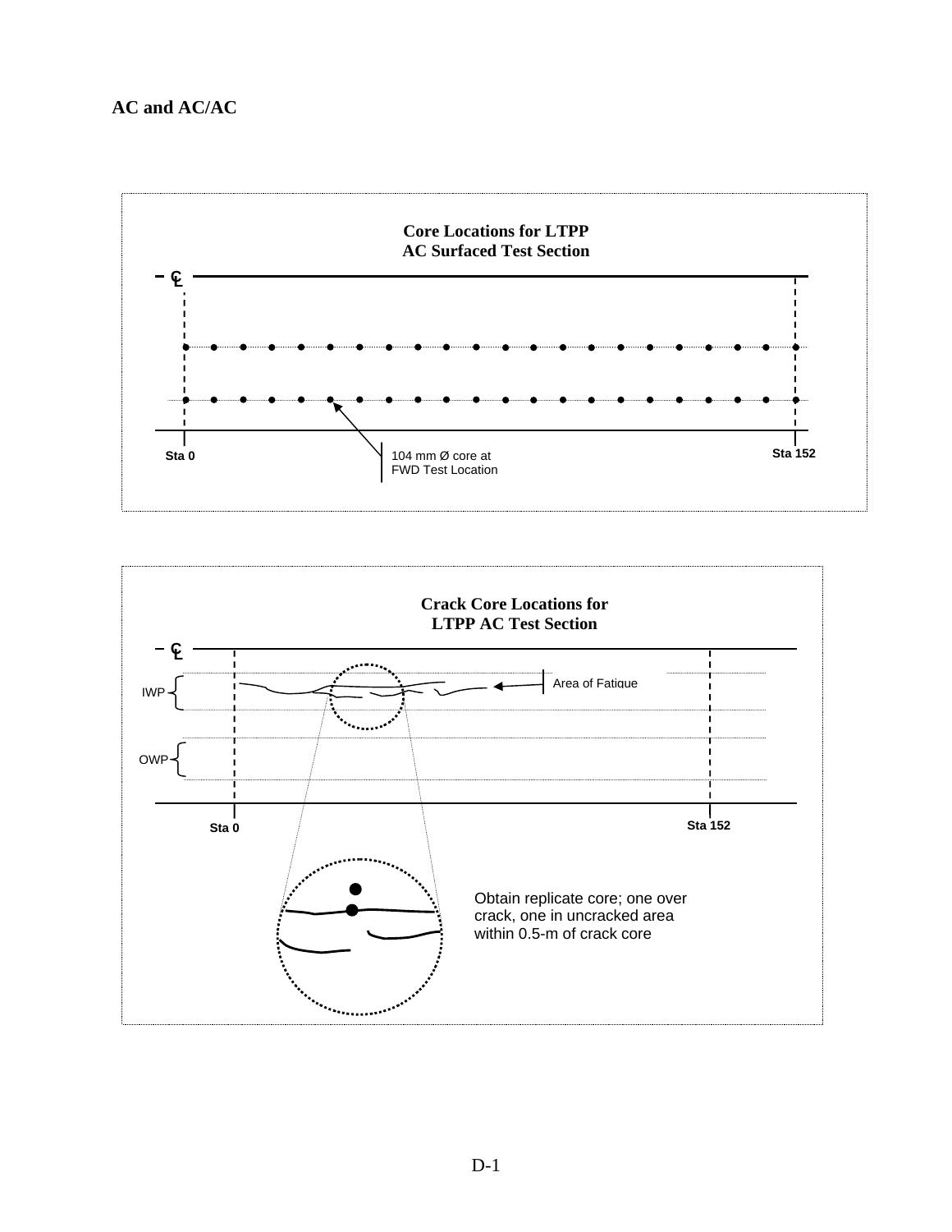**AC and AC/AC**

**Core Locations for LTPP AC Surfaced Test Section**

℄

Sta 0

104 mm Ø core at FWD Test Location

Sta 152

**Crack Core Locations for LTPP AC Test Section**

℄

IWP

OWP

Area of Fatigue

Sta 0

Sta 152

Obtain replicate core; one over crack, one in uncracked area within 0.5-m of crack core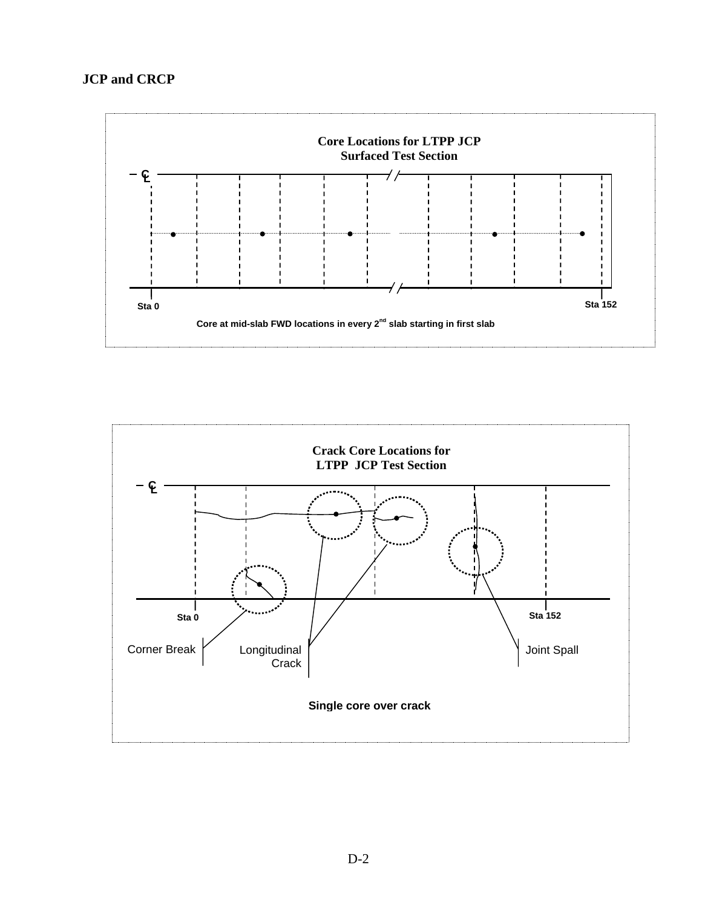## JCP and CRCP

**Core Locations for LTPP JCP Surfaced Test Section**

Sta 0

Sta 152

Core at mid-slab FWD locations in every 2nd slab starting in first slab

**Crack Core Locations for LTPP JCP Test Section**

Sta 0

Sta 152

Corner Break

Longitudinal Crack

Joint Spall

Single core over crack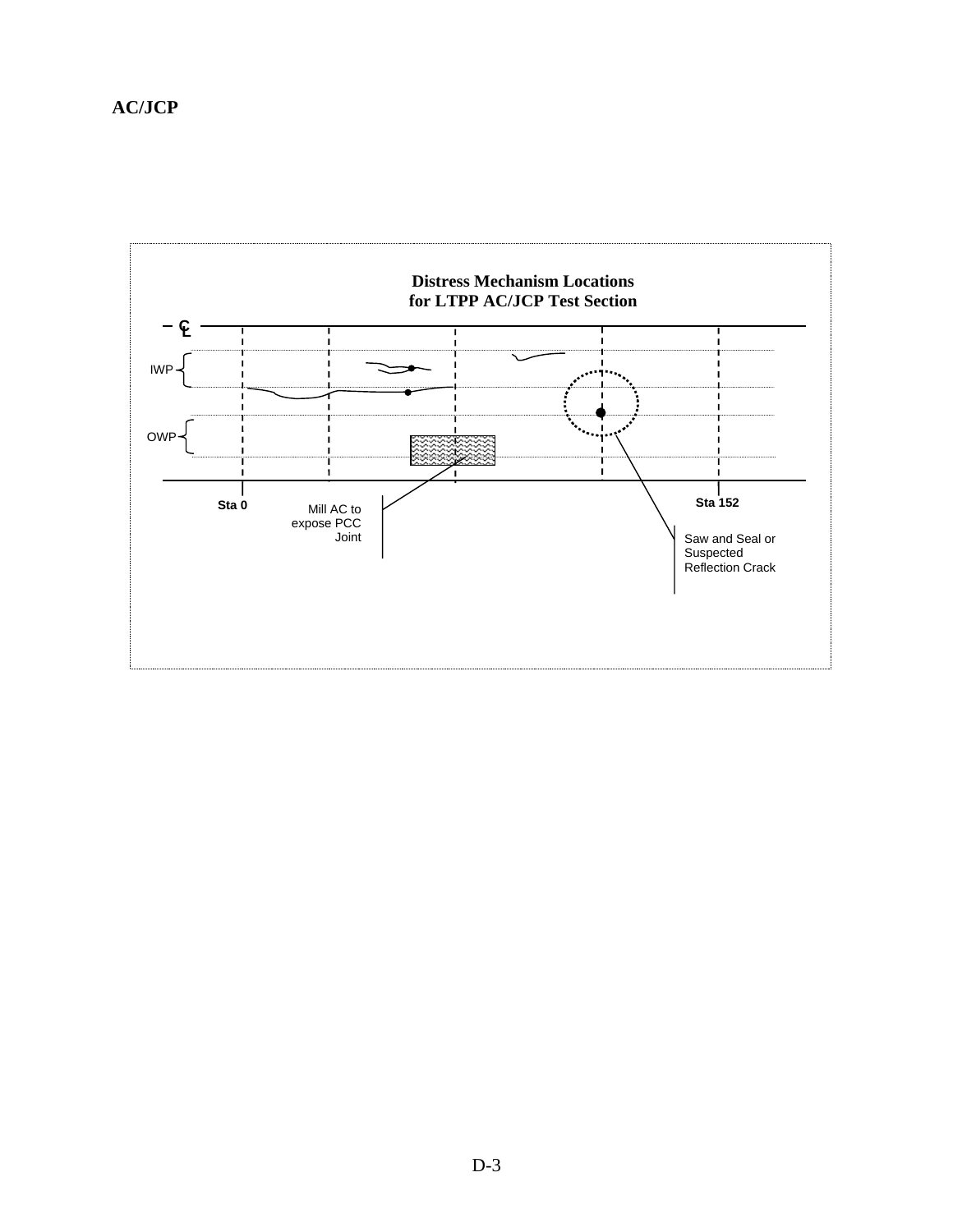**AC/JCP**

**Distress Mechanism Locations for LTPP AC/JCP Test Section**

℄

IWP

OWP

Sta 0

Mill AC to expose PCC Joint

Sta 152

Saw and Seal or Suspected Reflection Crack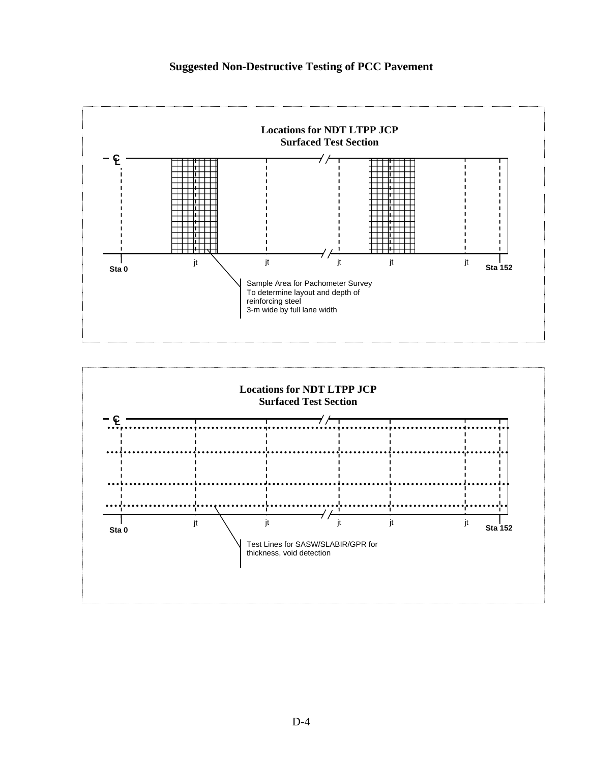# Suggested Non-Destructive Testing of PCC Pavement

Locations for NDT LTPP JCP
Surfaced Test Section

C
L

jt
jt
jt
jt
jt

Sta 0
Sta 152

Sample Area for Pachometer Survey
To determine layout and depth of
reinforcing steel
3-m wide by full lane width

Locations for NDT LTPP JCP
Surfaced Test Section

C
L

jt
jt
jt
jt
jt

Sta 0
Sta 152

Test Lines for SASW/SLABIR/GPR for
thickness, void detection